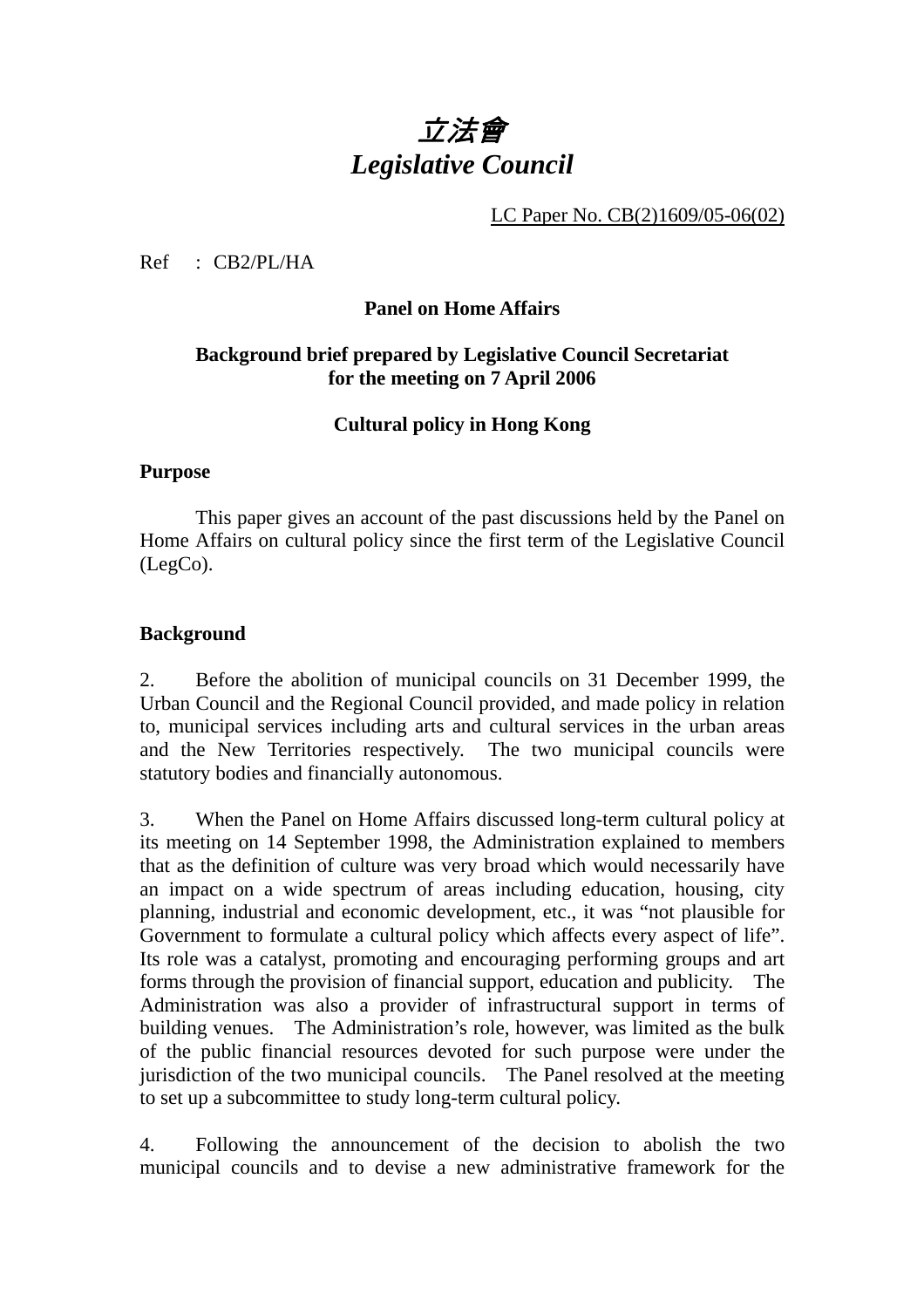# *立法會*
# *Legislative Council*

LC Paper No. CB(2)1609/05-06(02)

Ref : CB2/PL/HA

**Panel on Home Affairs**

**Background brief prepared by Legislative Council Secretariat for the meeting on 7 April 2006**

**Cultural policy in Hong Kong**

## Purpose

This paper gives an account of the past discussions held by the Panel on Home Affairs on cultural policy since the first term of the Legislative Council (LegCo).

## Background

2. Before the abolition of municipal councils on 31 December 1999, the Urban Council and the Regional Council provided, and made policy in relation to, municipal services including arts and cultural services in the urban areas and the New Territories respectively. The two municipal councils were statutory bodies and financially autonomous.

3. When the Panel on Home Affairs discussed long-term cultural policy at its meeting on 14 September 1998, the Administration explained to members that as the definition of culture was very broad which would necessarily have an impact on a wide spectrum of areas including education, housing, city planning, industrial and economic development, etc., it was "not plausible for Government to formulate a cultural policy which affects every aspect of life". Its role was a catalyst, promoting and encouraging performing groups and art forms through the provision of financial support, education and publicity. The Administration was also a provider of infrastructural support in terms of building venues. The Administration's role, however, was limited as the bulk of the public financial resources devoted for such purpose were under the jurisdiction of the two municipal councils. The Panel resolved at the meeting to set up a subcommittee to study long-term cultural policy.

4. Following the announcement of the decision to abolish the two municipal councils and to devise a new administrative framework for the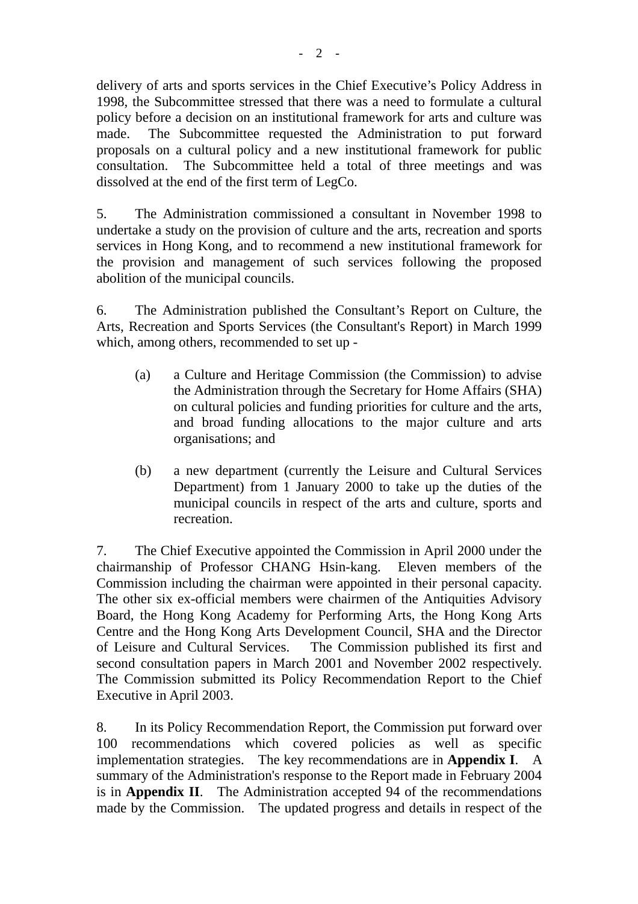delivery of arts and sports services in the Chief Executive's Policy Address in 1998, the Subcommittee stressed that there was a need to formulate a cultural policy before a decision on an institutional framework for arts and culture was made. The Subcommittee requested the Administration to put forward proposals on a cultural policy and a new institutional framework for public consultation. The Subcommittee held a total of three meetings and was dissolved at the end of the first term of LegCo.

5. The Administration commissioned a consultant in November 1998 to undertake a study on the provision of culture and the arts, recreation and sports services in Hong Kong, and to recommend a new institutional framework for the provision and management of such services following the proposed abolition of the municipal councils.

6. The Administration published the Consultant's Report on Culture, the Arts, Recreation and Sports Services (the Consultant's Report) in March 1999 which, among others, recommended to set up -

(a) a Culture and Heritage Commission (the Commission) to advise the Administration through the Secretary for Home Affairs (SHA) on cultural policies and funding priorities for culture and the arts, and broad funding allocations to the major culture and arts organisations; and

(b) a new department (currently the Leisure and Cultural Services Department) from 1 January 2000 to take up the duties of the municipal councils in respect of the arts and culture, sports and recreation.

7. The Chief Executive appointed the Commission in April 2000 under the chairmanship of Professor CHANG Hsin-kang. Eleven members of the Commission including the chairman were appointed in their personal capacity. The other six ex-official members were chairmen of the Antiquities Advisory Board, the Hong Kong Academy for Performing Arts, the Hong Kong Arts Centre and the Hong Kong Arts Development Council, SHA and the Director of Leisure and Cultural Services. The Commission published its first and second consultation papers in March 2001 and November 2002 respectively. The Commission submitted its Policy Recommendation Report to the Chief Executive in April 2003.

8. In its Policy Recommendation Report, the Commission put forward over 100 recommendations which covered policies as well as specific implementation strategies. The key recommendations are in **Appendix I**. A summary of the Administration's response to the Report made in February 2004 is in **Appendix II**. The Administration accepted 94 of the recommendations made by the Commission. The updated progress and details in respect of the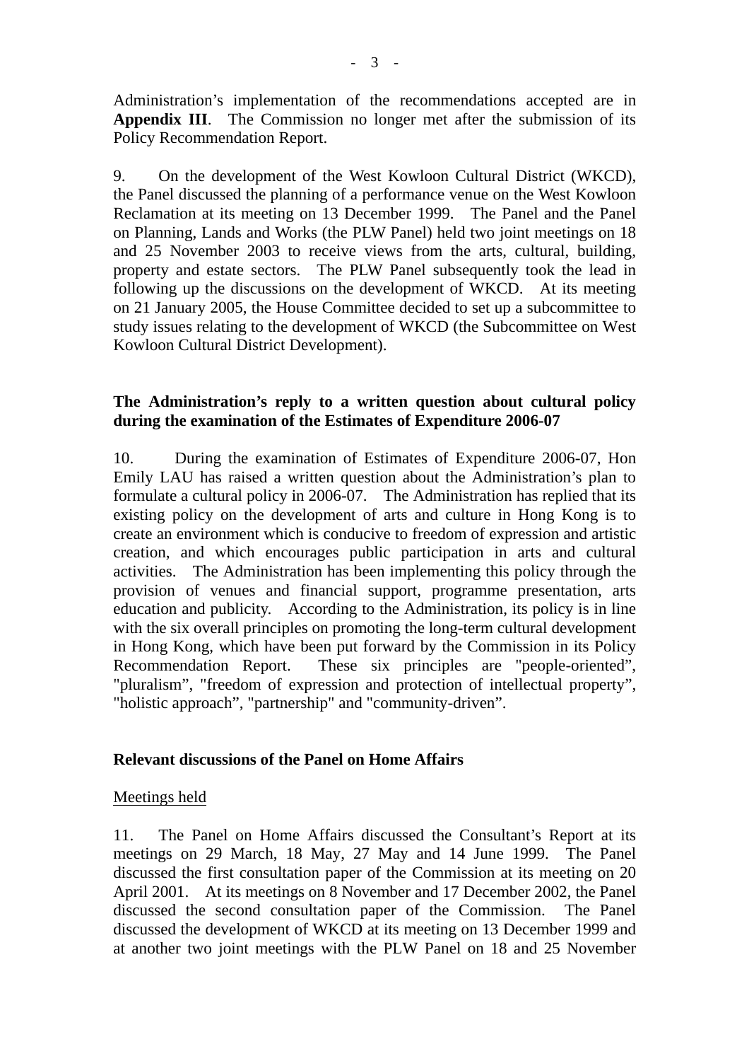Administration's implementation of the recommendations accepted are in **Appendix III**. The Commission no longer met after the submission of its Policy Recommendation Report.

9. On the development of the West Kowloon Cultural District (WKCD), the Panel discussed the planning of a performance venue on the West Kowloon Reclamation at its meeting on 13 December 1999. The Panel and the Panel on Planning, Lands and Works (the PLW Panel) held two joint meetings on 18 and 25 November 2003 to receive views from the arts, cultural, building, property and estate sectors. The PLW Panel subsequently took the lead in following up the discussions on the development of WKCD. At its meeting on 21 January 2005, the House Committee decided to set up a subcommittee to study issues relating to the development of WKCD (the Subcommittee on West Kowloon Cultural District Development).

**The Administration's reply to a written question about cultural policy during the examination of the Estimates of Expenditure 2006-07**

10. During the examination of Estimates of Expenditure 2006-07, Hon Emily LAU has raised a written question about the Administration's plan to formulate a cultural policy in 2006-07. The Administration has replied that its existing policy on the development of arts and culture in Hong Kong is to create an environment which is conducive to freedom of expression and artistic creation, and which encourages public participation in arts and cultural activities. The Administration has been implementing this policy through the provision of venues and financial support, programme presentation, arts education and publicity. According to the Administration, its policy is in line with the six overall principles on promoting the long-term cultural development in Hong Kong, which have been put forward by the Commission in its Policy Recommendation Report. These six principles are "people-oriented", "pluralism", "freedom of expression and protection of intellectual property", "holistic approach", "partnership" and "community-driven".

**Relevant discussions of the Panel on Home Affairs**

Meetings held

11. The Panel on Home Affairs discussed the Consultant's Report at its meetings on 29 March, 18 May, 27 May and 14 June 1999. The Panel discussed the first consultation paper of the Commission at its meeting on 20 April 2001. At its meetings on 8 November and 17 December 2002, the Panel discussed the second consultation paper of the Commission. The Panel discussed the development of WKCD at its meeting on 13 December 1999 and at another two joint meetings with the PLW Panel on 18 and 25 November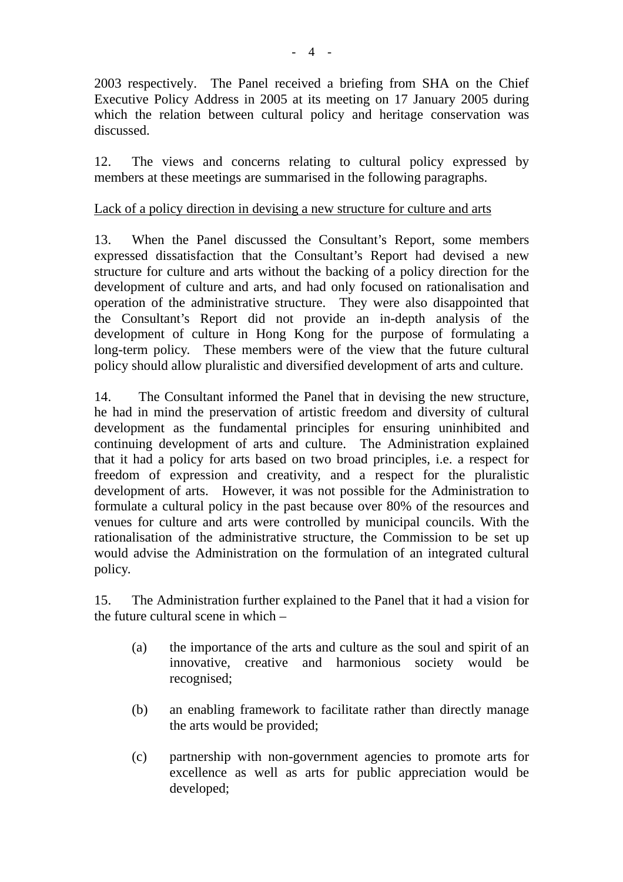2003 respectively. The Panel received a briefing from SHA on the Chief Executive Policy Address in 2005 at its meeting on 17 January 2005 during which the relation between cultural policy and heritage conservation was discussed.

12. The views and concerns relating to cultural policy expressed by members at these meetings are summarised in the following paragraphs.

<u>Lack of a policy direction in devising a new structure for culture and arts</u>

13. When the Panel discussed the Consultant's Report, some members expressed dissatisfaction that the Consultant's Report had devised a new structure for culture and arts without the backing of a policy direction for the development of culture and arts, and had only focused on rationalisation and operation of the administrative structure. They were also disappointed that the Consultant's Report did not provide an in-depth analysis of the development of culture in Hong Kong for the purpose of formulating a long-term policy. These members were of the view that the future cultural policy should allow pluralistic and diversified development of arts and culture.

14. The Consultant informed the Panel that in devising the new structure, he had in mind the preservation of artistic freedom and diversity of cultural development as the fundamental principles for ensuring uninhibited and continuing development of arts and culture. The Administration explained that it had a policy for arts based on two broad principles, i.e. a respect for freedom of expression and creativity, and a respect for the pluralistic development of arts. However, it was not possible for the Administration to formulate a cultural policy in the past because over 80% of the resources and venues for culture and arts were controlled by municipal councils. With the rationalisation of the administrative structure, the Commission to be set up would advise the Administration on the formulation of an integrated cultural policy.

15. The Administration further explained to the Panel that it had a vision for the future cultural scene in which –

(a) the importance of the arts and culture as the soul and spirit of an innovative, creative and harmonious society would be recognised;

(b) an enabling framework to facilitate rather than directly manage the arts would be provided;

(c) partnership with non-government agencies to promote arts for excellence as well as arts for public appreciation would be developed;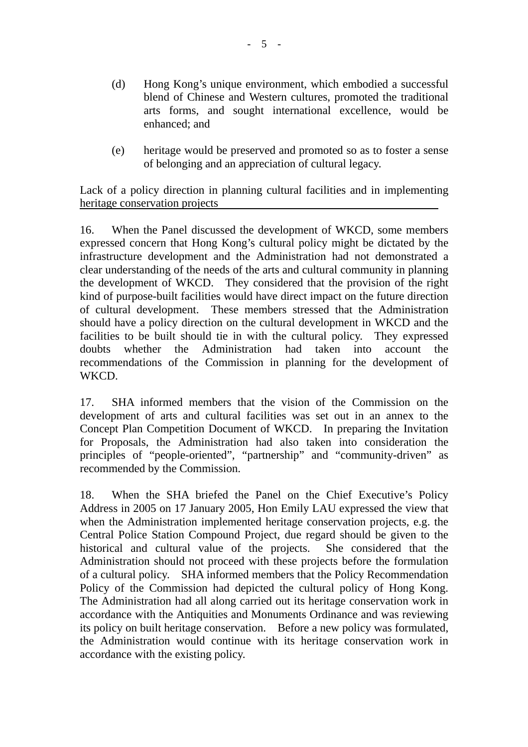(d) Hong Kong's unique environment, which embodied a successful blend of Chinese and Western cultures, promoted the traditional arts forms, and sought international excellence, would be enhanced; and

(e) heritage would be preserved and promoted so as to foster a sense of belonging and an appreciation of cultural legacy.

Lack of a policy direction in planning cultural facilities and in implementing heritage conservation projects

16. When the Panel discussed the development of WKCD, some members expressed concern that Hong Kong's cultural policy might be dictated by the infrastructure development and the Administration had not demonstrated a clear understanding of the needs of the arts and cultural community in planning the development of WKCD. They considered that the provision of the right kind of purpose-built facilities would have direct impact on the future direction of cultural development. These members stressed that the Administration should have a policy direction on the cultural development in WKCD and the facilities to be built should tie in with the cultural policy. They expressed doubts whether the Administration had taken into account the recommendations of the Commission in planning for the development of WKCD.

17. SHA informed members that the vision of the Commission on the development of arts and cultural facilities was set out in an annex to the Concept Plan Competition Document of WKCD. In preparing the Invitation for Proposals, the Administration had also taken into consideration the principles of "people-oriented", "partnership" and "community-driven" as recommended by the Commission.

18. When the SHA briefed the Panel on the Chief Executive's Policy Address in 2005 on 17 January 2005, Hon Emily LAU expressed the view that when the Administration implemented heritage conservation projects, e.g. the Central Police Station Compound Project, due regard should be given to the historical and cultural value of the projects. She considered that the Administration should not proceed with these projects before the formulation of a cultural policy. SHA informed members that the Policy Recommendation Policy of the Commission had depicted the cultural policy of Hong Kong. The Administration had all along carried out its heritage conservation work in accordance with the Antiquities and Monuments Ordinance and was reviewing its policy on built heritage conservation. Before a new policy was formulated, the Administration would continue with its heritage conservation work in accordance with the existing policy.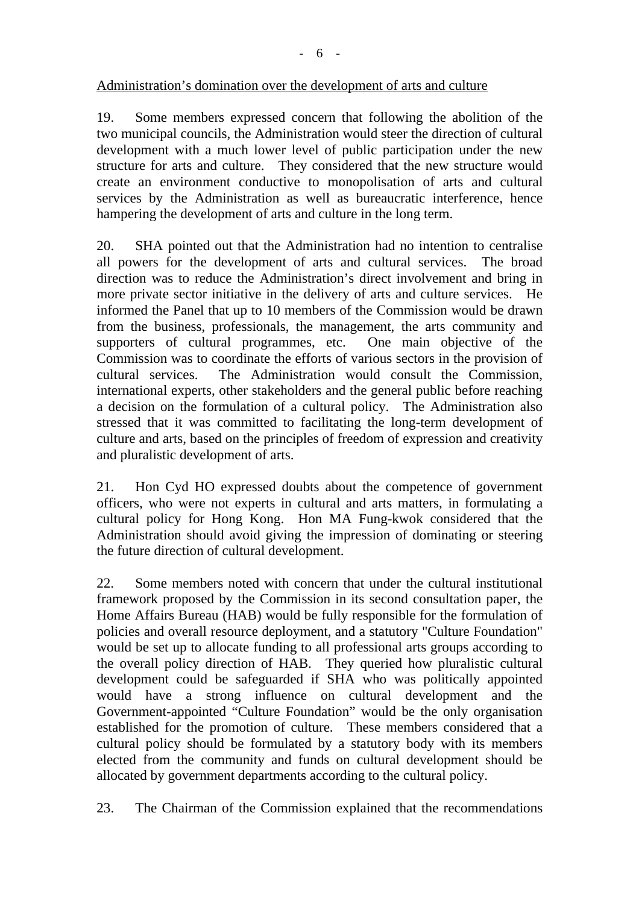Administration's domination over the development of arts and culture

19. Some members expressed concern that following the abolition of the two municipal councils, the Administration would steer the direction of cultural development with a much lower level of public participation under the new structure for arts and culture. They considered that the new structure would create an environment conductive to monopolisation of arts and cultural services by the Administration as well as bureaucratic interference, hence hampering the development of arts and culture in the long term.

20. SHA pointed out that the Administration had no intention to centralise all powers for the development of arts and cultural services. The broad direction was to reduce the Administration's direct involvement and bring in more private sector initiative in the delivery of arts and culture services. He informed the Panel that up to 10 members of the Commission would be drawn from the business, professionals, the management, the arts community and supporters of cultural programmes, etc. One main objective of the Commission was to coordinate the efforts of various sectors in the provision of cultural services. The Administration would consult the Commission, international experts, other stakeholders and the general public before reaching a decision on the formulation of a cultural policy. The Administration also stressed that it was committed to facilitating the long-term development of culture and arts, based on the principles of freedom of expression and creativity and pluralistic development of arts.

21. Hon Cyd HO expressed doubts about the competence of government officers, who were not experts in cultural and arts matters, in formulating a cultural policy for Hong Kong. Hon MA Fung-kwok considered that the Administration should avoid giving the impression of dominating or steering the future direction of cultural development.

22. Some members noted with concern that under the cultural institutional framework proposed by the Commission in its second consultation paper, the Home Affairs Bureau (HAB) would be fully responsible for the formulation of policies and overall resource deployment, and a statutory "Culture Foundation" would be set up to allocate funding to all professional arts groups according to the overall policy direction of HAB. They queried how pluralistic cultural development could be safeguarded if SHA who was politically appointed would have a strong influence on cultural development and the Government-appointed "Culture Foundation" would be the only organisation established for the promotion of culture. These members considered that a cultural policy should be formulated by a statutory body with its members elected from the community and funds on cultural development should be allocated by government departments according to the cultural policy.

23. The Chairman of the Commission explained that the recommendations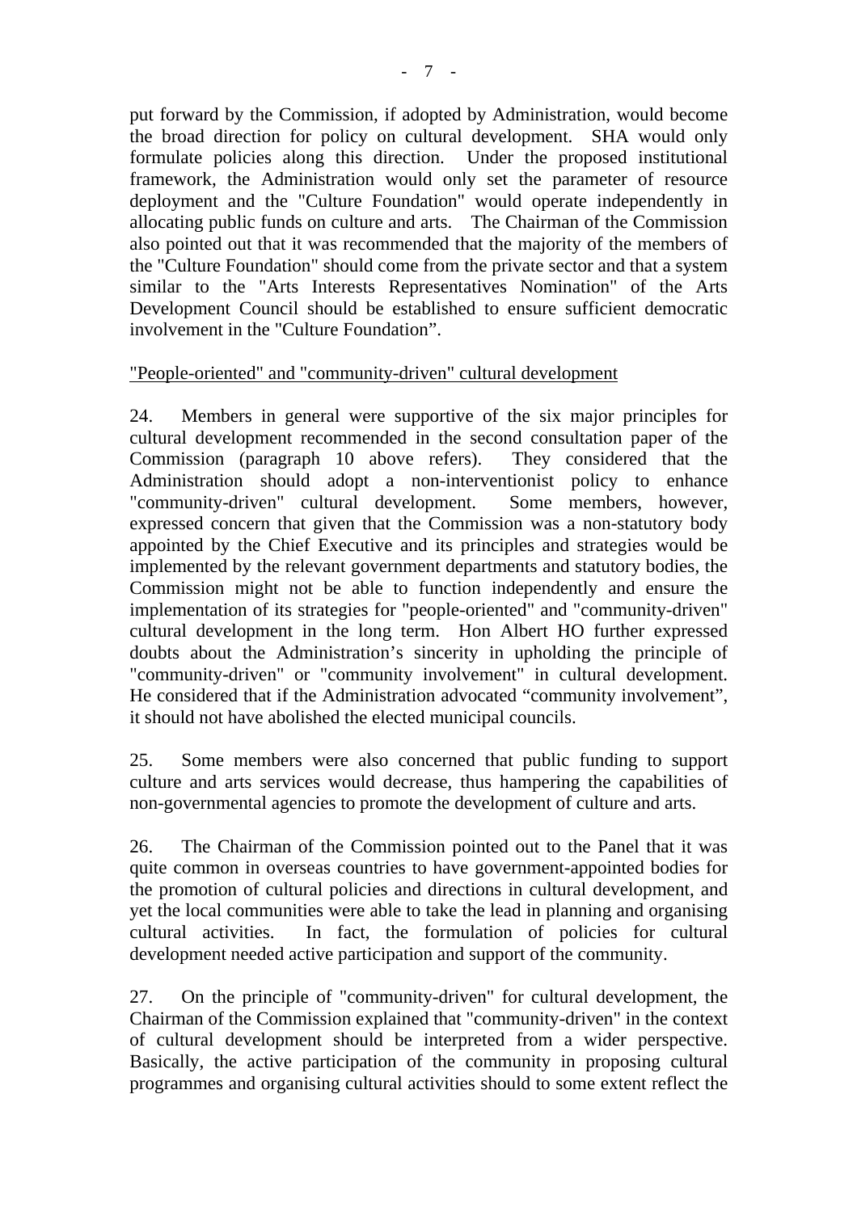put forward by the Commission, if adopted by Administration, would become the broad direction for policy on cultural development. SHA would only formulate policies along this direction. Under the proposed institutional framework, the Administration would only set the parameter of resource deployment and the "Culture Foundation" would operate independently in allocating public funds on culture and arts. The Chairman of the Commission also pointed out that it was recommended that the majority of the members of the "Culture Foundation" should come from the private sector and that a system similar to the "Arts Interests Representatives Nomination" of the Arts Development Council should be established to ensure sufficient democratic involvement in the "Culture Foundation".

"People-oriented" and "community-driven" cultural development

24. Members in general were supportive of the six major principles for cultural development recommended in the second consultation paper of the Commission (paragraph 10 above refers). They considered that the Administration should adopt a non-interventionist policy to enhance "community-driven" cultural development. Some members, however, expressed concern that given that the Commission was a non-statutory body appointed by the Chief Executive and its principles and strategies would be implemented by the relevant government departments and statutory bodies, the Commission might not be able to function independently and ensure the implementation of its strategies for "people-oriented" and "community-driven" cultural development in the long term. Hon Albert HO further expressed doubts about the Administration's sincerity in upholding the principle of "community-driven" or "community involvement" in cultural development. He considered that if the Administration advocated "community involvement", it should not have abolished the elected municipal councils.

25. Some members were also concerned that public funding to support culture and arts services would decrease, thus hampering the capabilities of non-governmental agencies to promote the development of culture and arts.

26. The Chairman of the Commission pointed out to the Panel that it was quite common in overseas countries to have government-appointed bodies for the promotion of cultural policies and directions in cultural development, and yet the local communities were able to take the lead in planning and organising cultural activities. In fact, the formulation of policies for cultural development needed active participation and support of the community.

27. On the principle of "community-driven" for cultural development, the Chairman of the Commission explained that "community-driven" in the context of cultural development should be interpreted from a wider perspective. Basically, the active participation of the community in proposing cultural programmes and organising cultural activities should to some extent reflect the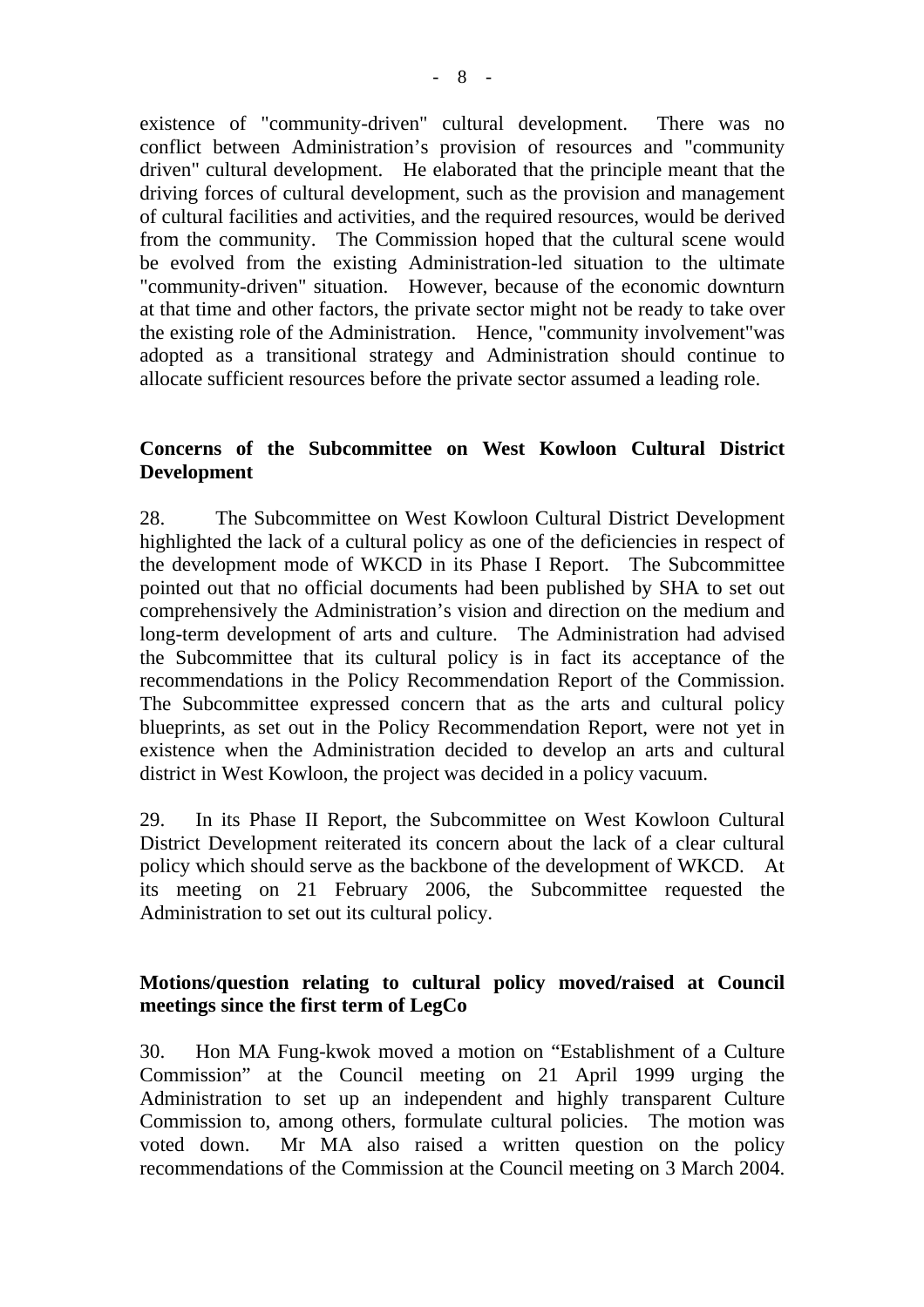existence of "community-driven" cultural development. There was no conflict between Administration's provision of resources and "community driven" cultural development. He elaborated that the principle meant that the driving forces of cultural development, such as the provision and management of cultural facilities and activities, and the required resources, would be derived from the community. The Commission hoped that the cultural scene would be evolved from the existing Administration-led situation to the ultimate "community-driven" situation. However, because of the economic downturn at that time and other factors, the private sector might not be ready to take over the existing role of the Administration. Hence, "community involvement"was adopted as a transitional strategy and Administration should continue to allocate sufficient resources before the private sector assumed a leading role.

**Concerns of the Subcommittee on West Kowloon Cultural District Development**

28. The Subcommittee on West Kowloon Cultural District Development highlighted the lack of a cultural policy as one of the deficiencies in respect of the development mode of WKCD in its Phase I Report. The Subcommittee pointed out that no official documents had been published by SHA to set out comprehensively the Administration's vision and direction on the medium and long-term development of arts and culture. The Administration had advised the Subcommittee that its cultural policy is in fact its acceptance of the recommendations in the Policy Recommendation Report of the Commission. The Subcommittee expressed concern that as the arts and cultural policy blueprints, as set out in the Policy Recommendation Report, were not yet in existence when the Administration decided to develop an arts and cultural district in West Kowloon, the project was decided in a policy vacuum.

29. In its Phase II Report, the Subcommittee on West Kowloon Cultural District Development reiterated its concern about the lack of a clear cultural policy which should serve as the backbone of the development of WKCD. At its meeting on 21 February 2006, the Subcommittee requested the Administration to set out its cultural policy.

**Motions/question relating to cultural policy moved/raised at Council meetings since the first term of LegCo**

30. Hon MA Fung-kwok moved a motion on "Establishment of a Culture Commission" at the Council meeting on 21 April 1999 urging the Administration to set up an independent and highly transparent Culture Commission to, among others, formulate cultural policies. The motion was voted down. Mr MA also raised a written question on the policy recommendations of the Commission at the Council meeting on 3 March 2004.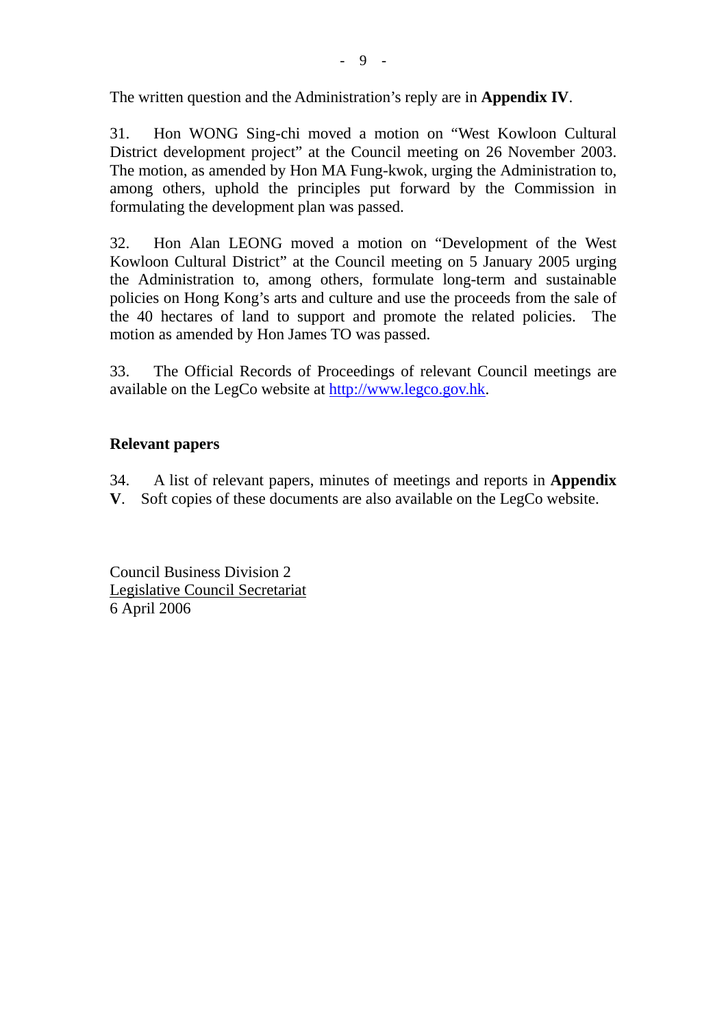The written question and the Administration's reply are in **Appendix IV**.

31. Hon WONG Sing-chi moved a motion on "West Kowloon Cultural District development project" at the Council meeting on 26 November 2003. The motion, as amended by Hon MA Fung-kwok, urging the Administration to, among others, uphold the principles put forward by the Commission in formulating the development plan was passed.

32. Hon Alan LEONG moved a motion on "Development of the West Kowloon Cultural District" at the Council meeting on 5 January 2005 urging the Administration to, among others, formulate long-term and sustainable policies on Hong Kong's arts and culture and use the proceeds from the sale of the 40 hectares of land to support and promote the related policies. The motion as amended by Hon James TO was passed.

33. The Official Records of Proceedings of relevant Council meetings are available on the LegCo website at http://www.legco.gov.hk.

**Relevant papers**

34. A list of relevant papers, minutes of meetings and reports in **Appendix V**. Soft copies of these documents are also available on the LegCo website.

Council Business Division 2
Legislative Council Secretariat
6 April 2006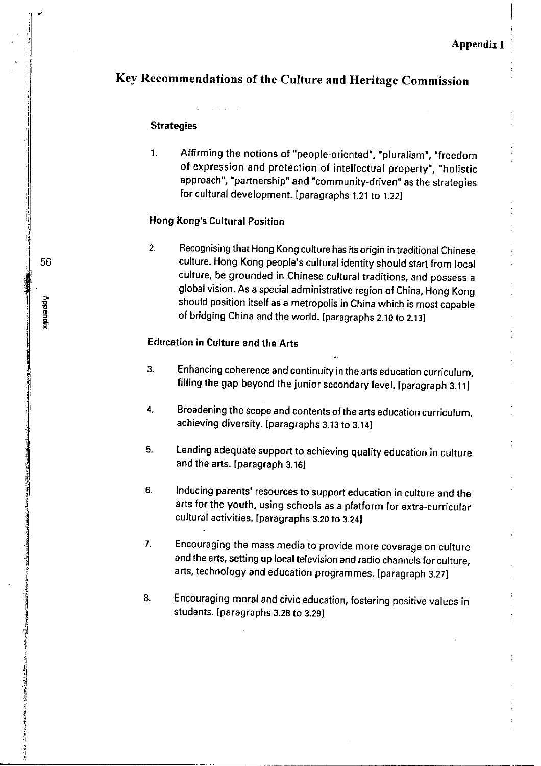# Key Recommendations of the Culture and Heritage Commission

## Strategies

1. Affirming the notions of "people-oriented", "pluralism", "freedom of expression and protection of intellectual property", "holistic approach", "partnership" and "community-driven" as the strategies for cultural development. [paragraphs 1.21 to 1.22]

## Hong Kong's Cultural Position

2. Recognising that Hong Kong culture has its origin in traditional Chinese culture. Hong Kong people's cultural identity should start from local culture, be grounded in Chinese cultural traditions, and possess a global vision. As a special administrative region of China, Hong Kong should position itself as a metropolis in China which is most capable of bridging China and the world. [paragraphs 2.10 to 2.13]

## Education in Culture and the Arts

3. Enhancing coherence and continuity in the arts education curriculum, filling the gap beyond the junior secondary level. [paragraph 3.11]

4. Broadening the scope and contents of the arts education curriculum, achieving diversity. [paragraphs 3.13 to 3.14]

5. Lending adequate support to achieving quality education in culture and the arts. [paragraph 3.16]

6. Inducing parents' resources to support education in culture and the arts for the youth, using schools as a platform for extra-curricular cultural activities. [paragraphs 3.20 to 3.24]

7. Encouraging the mass media to provide more coverage on culture and the arts, setting up local television and radio channels for culture, arts, technology and education programmes. [paragraph 3.27]

8. Encouraging moral and civic education, fostering positive values in students. [paragraphs 3.28 to 3.29]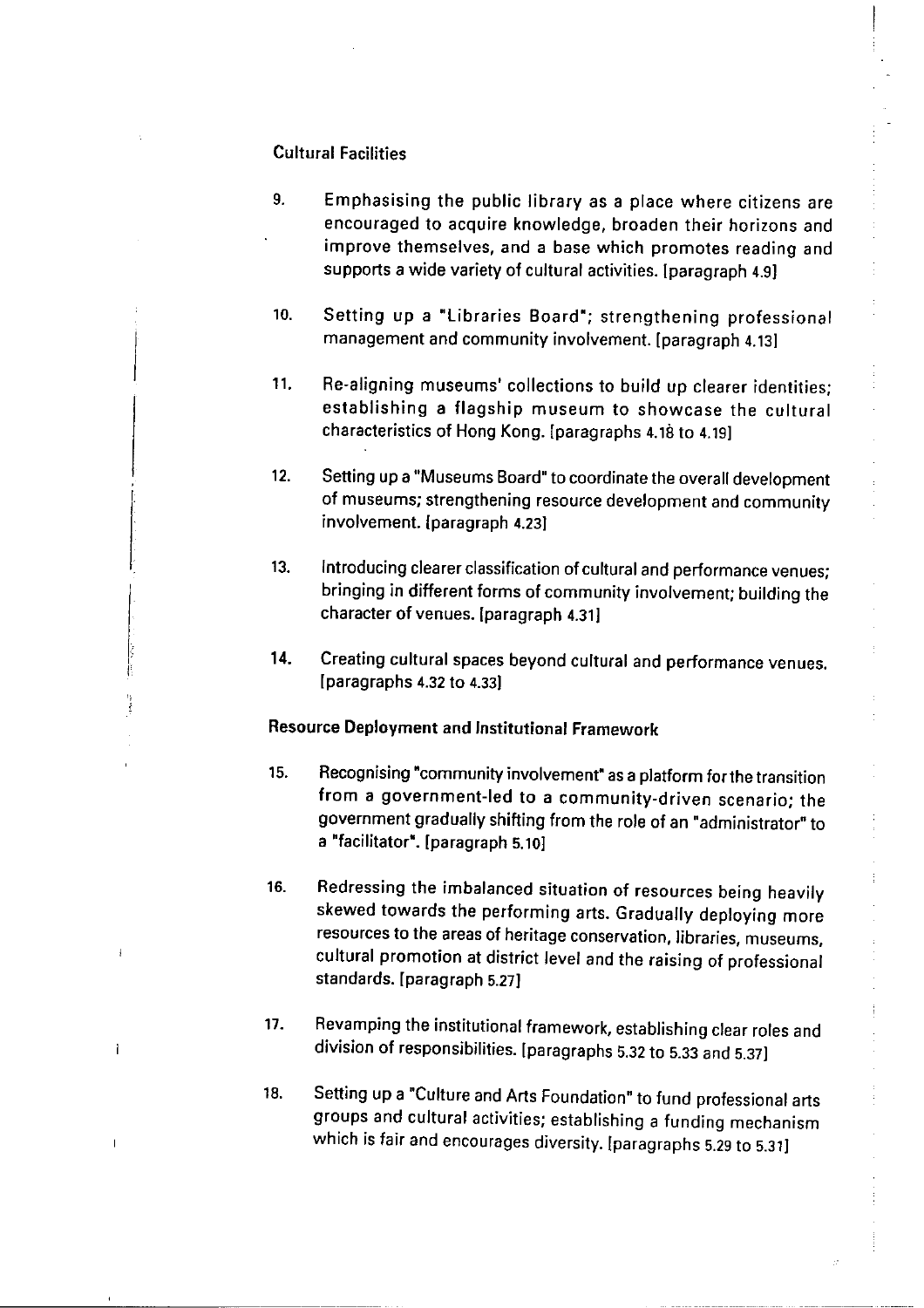**Cultural Facilities**

9. Emphasising the public library as a place where citizens are encouraged to acquire knowledge, broaden their horizons and improve themselves, and a base which promotes reading and supports a wide variety of cultural activities. [paragraph 4.9]

10. Setting up a "Libraries Board"; strengthening professional management and community involvement. [paragraph 4.13]

11. Re-aligning museums' collections to build up clearer identities; establishing a flagship museum to showcase the cultural characteristics of Hong Kong. [paragraphs 4.18 to 4.19]

12. Setting up a "Museums Board" to coordinate the overall development of museums; strengthening resource development and community involvement. [paragraph 4.23]

13. Introducing clearer classification of cultural and performance venues; bringing in different forms of community involvement; building the character of venues. [paragraph 4.31]

14. Creating cultural spaces beyond cultural and performance venues. [paragraphs 4.32 to 4.33]

**Resource Deployment and Institutional Framework**

15. Recognising "community involvement" as a platform for the transition from a government-led to a community-driven scenario; the government gradually shifting from the role of an "administrator" to a "facilitator". [paragraph 5.10]

16. Redressing the imbalanced situation of resources being heavily skewed towards the performing arts. Gradually deploying more resources to the areas of heritage conservation, libraries, museums, cultural promotion at district level and the raising of professional standards. [paragraph 5.27]

17. Revamping the institutional framework, establishing clear roles and division of responsibilities. [paragraphs 5.32 to 5.33 and 5.37]

18. Setting up a "Culture and Arts Foundation" to fund professional arts groups and cultural activities; establishing a funding mechanism which is fair and encourages diversity. [paragraphs 5.29 to 5.31]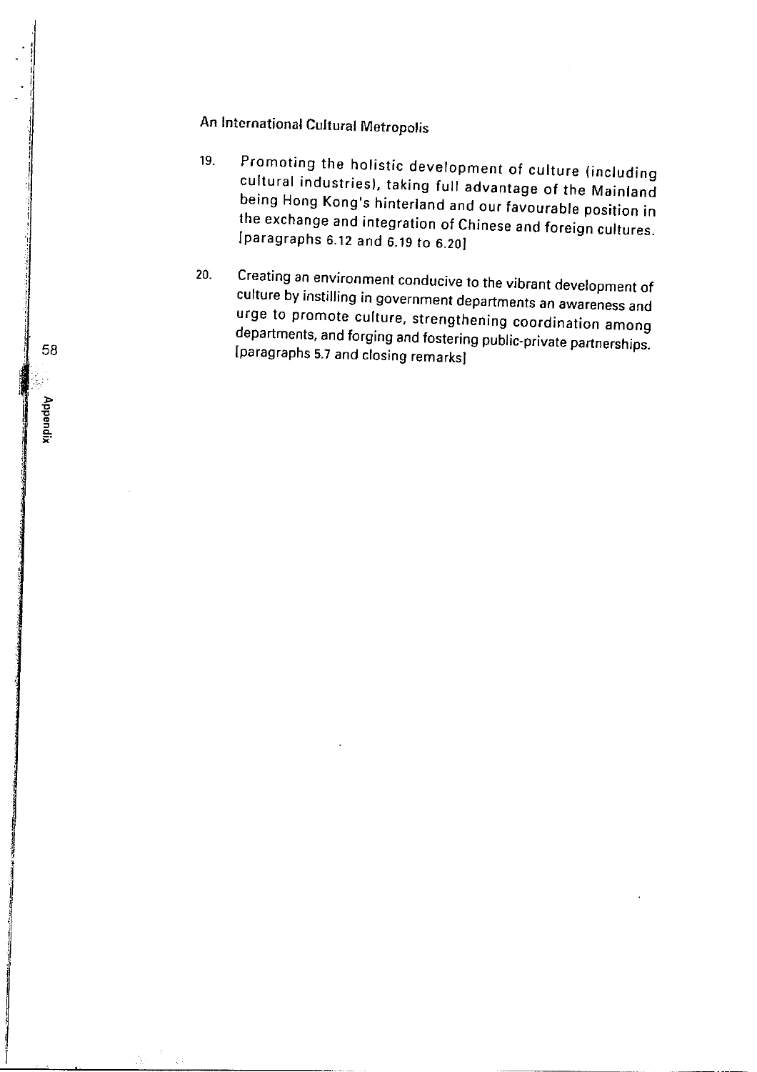## An International Cultural Metropolis

19. Promoting the holistic development of culture (including cultural industries), taking full advantage of the Mainland being Hong Kong's hinterland and our favourable position in the exchange and integration of Chinese and foreign cultures. [paragraphs 6.12 and 6.19 to 6.20]

20. Creating an environment conducive to the vibrant development of culture by instilling in government departments an awareness and urge to promote culture, strengthening coordination among departments, and forging and fostering public-private partnerships. [paragraphs 5.7 and closing remarks]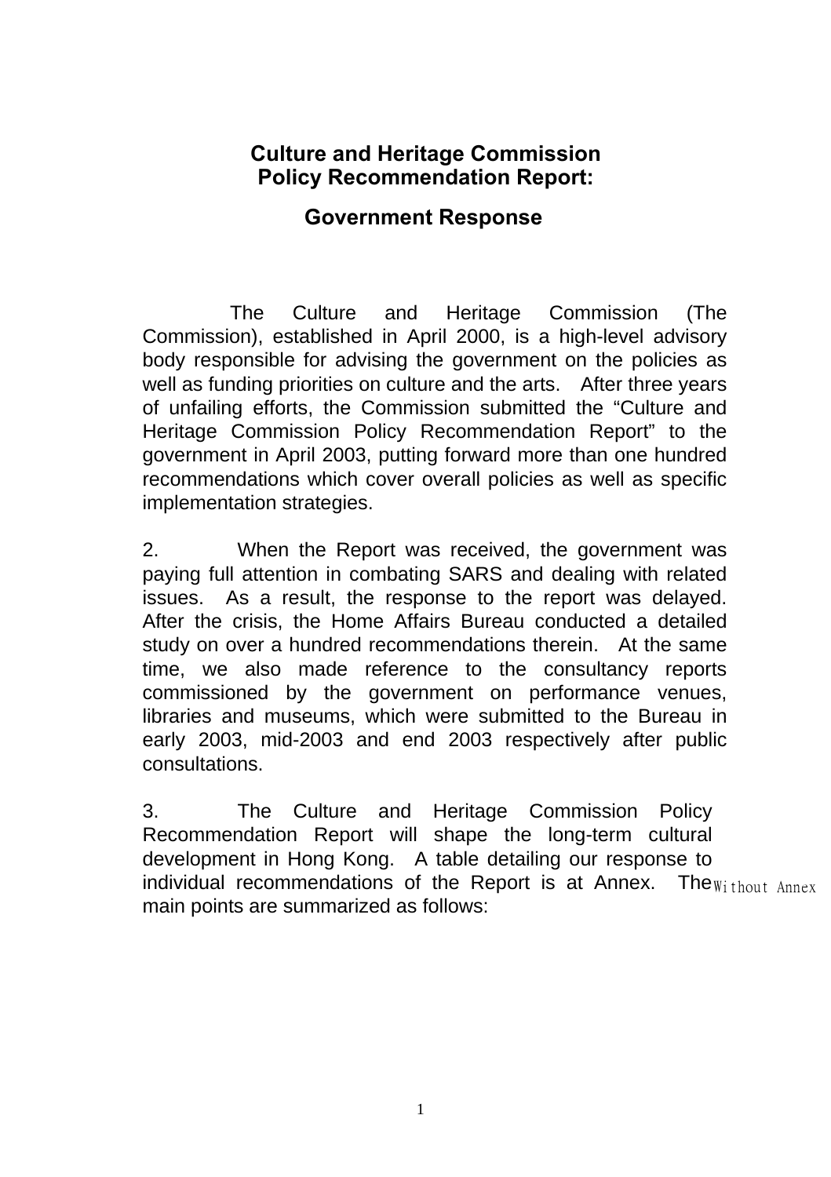# Culture and Heritage Commission Policy Recommendation Report:

## Government Response

The Culture and Heritage Commission (The Commission), established in April 2000, is a high-level advisory body responsible for advising the government on the policies as well as funding priorities on culture and the arts. After three years of unfailing efforts, the Commission submitted the "Culture and Heritage Commission Policy Recommendation Report" to the government in April 2003, putting forward more than one hundred recommendations which cover overall policies as well as specific implementation strategies.

2. When the Report was received, the government was paying full attention in combating SARS and dealing with related issues. As a result, the response to the report was delayed. After the crisis, the Home Affairs Bureau conducted a detailed study on over a hundred recommendations therein. At the same time, we also made reference to the consultancy reports commissioned by the government on performance venues, libraries and museums, which were submitted to the Bureau in early 2003, mid-2003 and end 2003 respectively after public consultations.

3. The Culture and Heritage Commission Policy Recommendation Report will shape the long-term cultural development in Hong Kong. A table detailing our response to individual recommendations of the Report is at Annex. The main points are summarized as follows:

Without Annex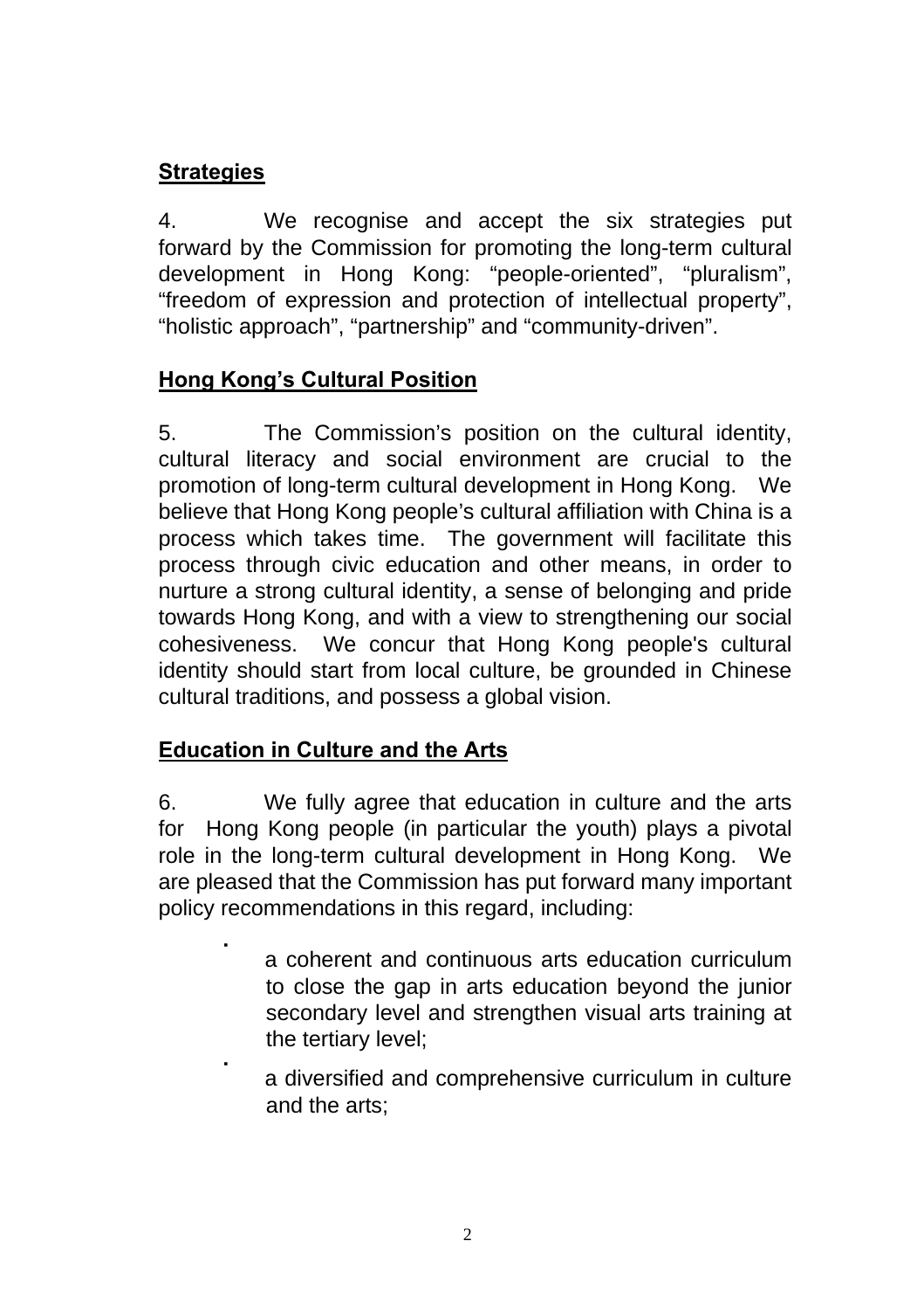**Strategies**

4. We recognise and accept the six strategies put forward by the Commission for promoting the long-term cultural development in Hong Kong: “people-oriented”, “pluralism”, “freedom of expression and protection of intellectual property”, “holistic approach”, “partnership” and “community-driven”.

**Hong Kong’s Cultural Position**

5. The Commission’s position on the cultural identity, cultural literacy and social environment are crucial to the promotion of long-term cultural development in Hong Kong. We believe that Hong Kong people’s cultural affiliation with China is a process which takes time. The government will facilitate this process through civic education and other means, in order to nurture a strong cultural identity, a sense of belonging and pride towards Hong Kong, and with a view to strengthening our social cohesiveness. We concur that Hong Kong people's cultural identity should start from local culture, be grounded in Chinese cultural traditions, and possess a global vision.

**Education in Culture and the Arts**

6. We fully agree that education in culture and the arts for Hong Kong people (in particular the youth) plays a pivotal role in the long-term cultural development in Hong Kong. We are pleased that the Commission has put forward many important policy recommendations in this regard, including:

- a coherent and continuous arts education curriculum to close the gap in arts education beyond the junior secondary level and strengthen visual arts training at the tertiary level;
- a diversified and comprehensive curriculum in culture and the arts;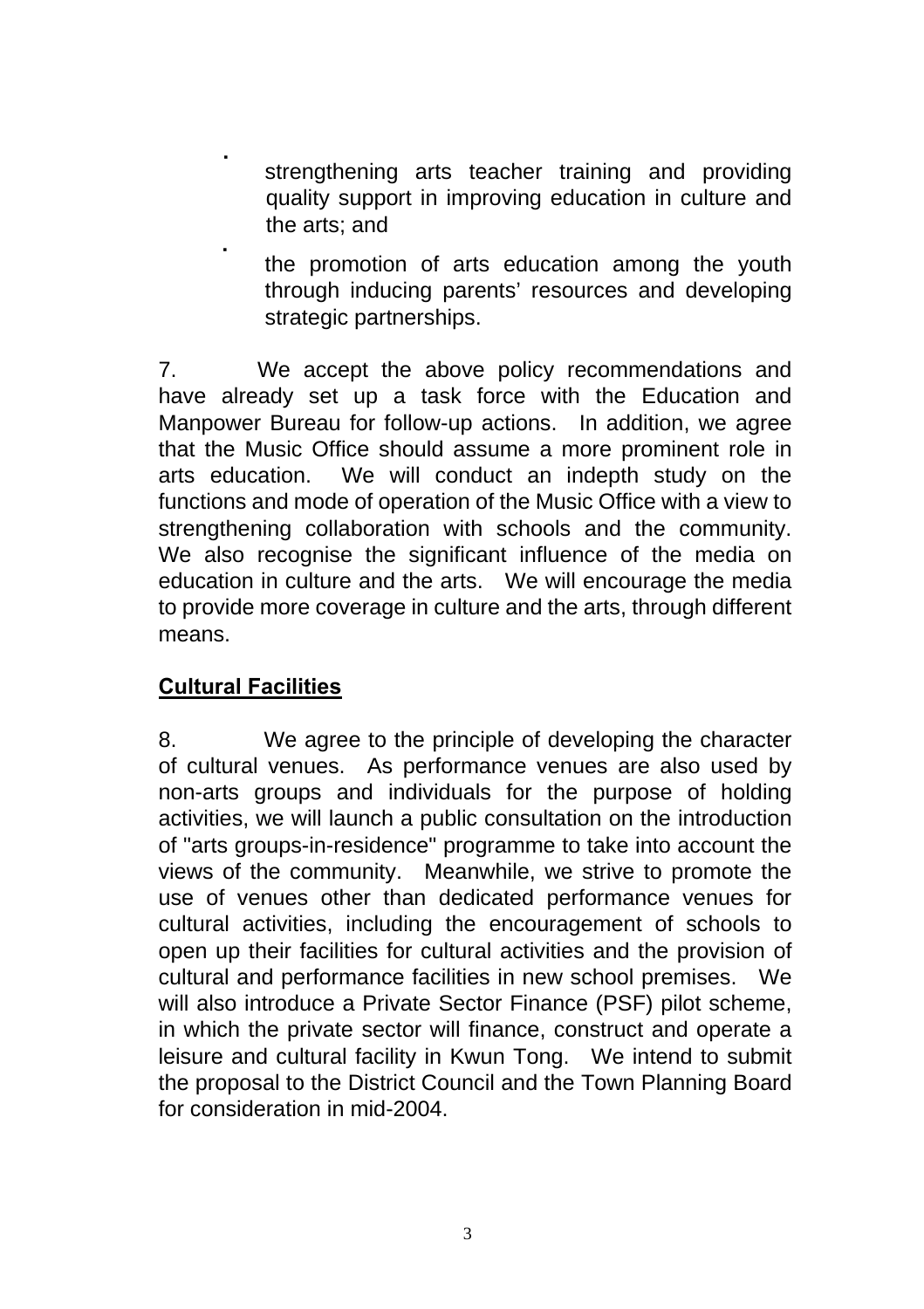- strengthening arts teacher training and providing quality support in improving education in culture and the arts; and
- the promotion of arts education among the youth through inducing parents' resources and developing strategic partnerships.

7. We accept the above policy recommendations and have already set up a task force with the Education and Manpower Bureau for follow-up actions. In addition, we agree that the Music Office should assume a more prominent role in arts education. We will conduct an indepth study on the functions and mode of operation of the Music Office with a view to strengthening collaboration with schools and the community. We also recognise the significant influence of the media on education in culture and the arts. We will encourage the media to provide more coverage in culture and the arts, through different means.

**Cultural Facilities**

8. We agree to the principle of developing the character of cultural venues. As performance venues are also used by non-arts groups and individuals for the purpose of holding activities, we will launch a public consultation on the introduction of "arts groups-in-residence" programme to take into account the views of the community. Meanwhile, we strive to promote the use of venues other than dedicated performance venues for cultural activities, including the encouragement of schools to open up their facilities for cultural activities and the provision of cultural and performance facilities in new school premises. We will also introduce a Private Sector Finance (PSF) pilot scheme, in which the private sector will finance, construct and operate a leisure and cultural facility in Kwun Tong. We intend to submit the proposal to the District Council and the Town Planning Board for consideration in mid-2004.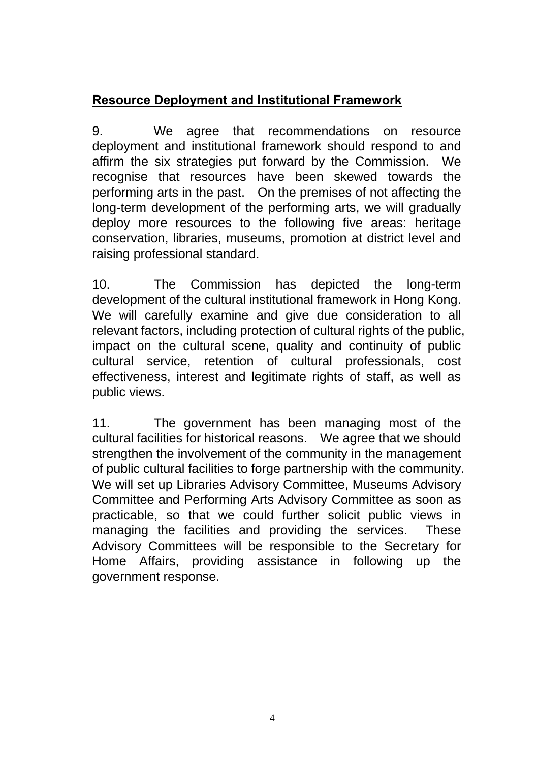## Resource Deployment and Institutional Framework

9. We agree that recommendations on resource deployment and institutional framework should respond to and affirm the six strategies put forward by the Commission. We recognise that resources have been skewed towards the performing arts in the past. On the premises of not affecting the long-term development of the performing arts, we will gradually deploy more resources to the following five areas: heritage conservation, libraries, museums, promotion at district level and raising professional standard.

10. The Commission has depicted the long-term development of the cultural institutional framework in Hong Kong. We will carefully examine and give due consideration to all relevant factors, including protection of cultural rights of the public, impact on the cultural scene, quality and continuity of public cultural service, retention of cultural professionals, cost effectiveness, interest and legitimate rights of staff, as well as public views.

11. The government has been managing most of the cultural facilities for historical reasons. We agree that we should strengthen the involvement of the community in the management of public cultural facilities to forge partnership with the community. We will set up Libraries Advisory Committee, Museums Advisory Committee and Performing Arts Advisory Committee as soon as practicable, so that we could further solicit public views in managing the facilities and providing the services. These Advisory Committees will be responsible to the Secretary for Home Affairs, providing assistance in following up the government response.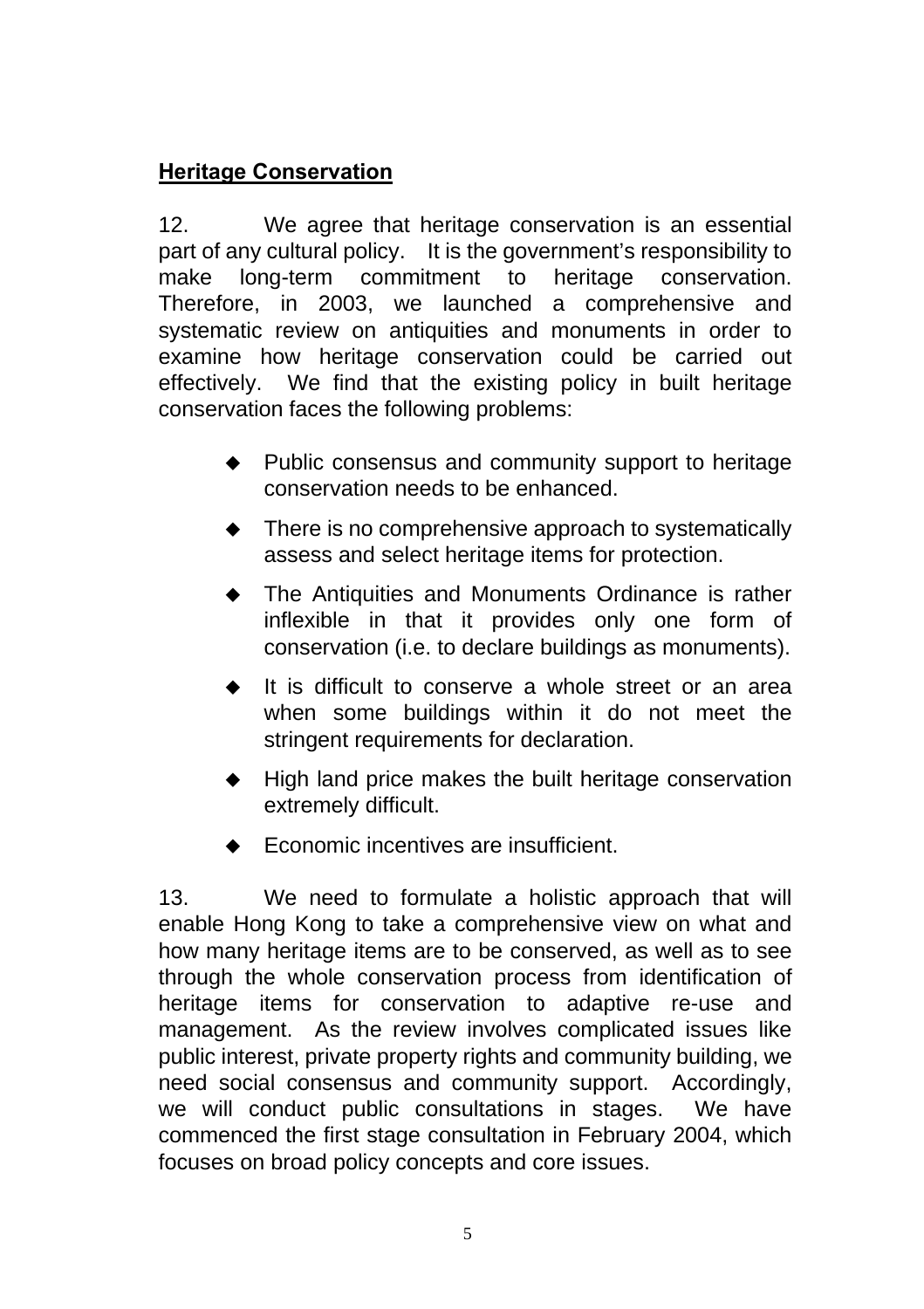## Heritage Conservation

12. We agree that heritage conservation is an essential part of any cultural policy. It is the government's responsibility to make long-term commitment to heritage conservation. Therefore, in 2003, we launched a comprehensive and systematic review on antiquities and monuments in order to examine how heritage conservation could be carried out effectively. We find that the existing policy in built heritage conservation faces the following problems:

- Public consensus and community support to heritage conservation needs to be enhanced.
- There is no comprehensive approach to systematically assess and select heritage items for protection.
- The Antiquities and Monuments Ordinance is rather inflexible in that it provides only one form of conservation (i.e. to declare buildings as monuments).
- It is difficult to conserve a whole street or an area when some buildings within it do not meet the stringent requirements for declaration.
- High land price makes the built heritage conservation extremely difficult.
- Economic incentives are insufficient.

13. We need to formulate a holistic approach that will enable Hong Kong to take a comprehensive view on what and how many heritage items are to be conserved, as well as to see through the whole conservation process from identification of heritage items for conservation to adaptive re-use and management. As the review involves complicated issues like public interest, private property rights and community building, we need social consensus and community support. Accordingly, we will conduct public consultations in stages. We have commenced the first stage consultation in February 2004, which focuses on broad policy concepts and core issues.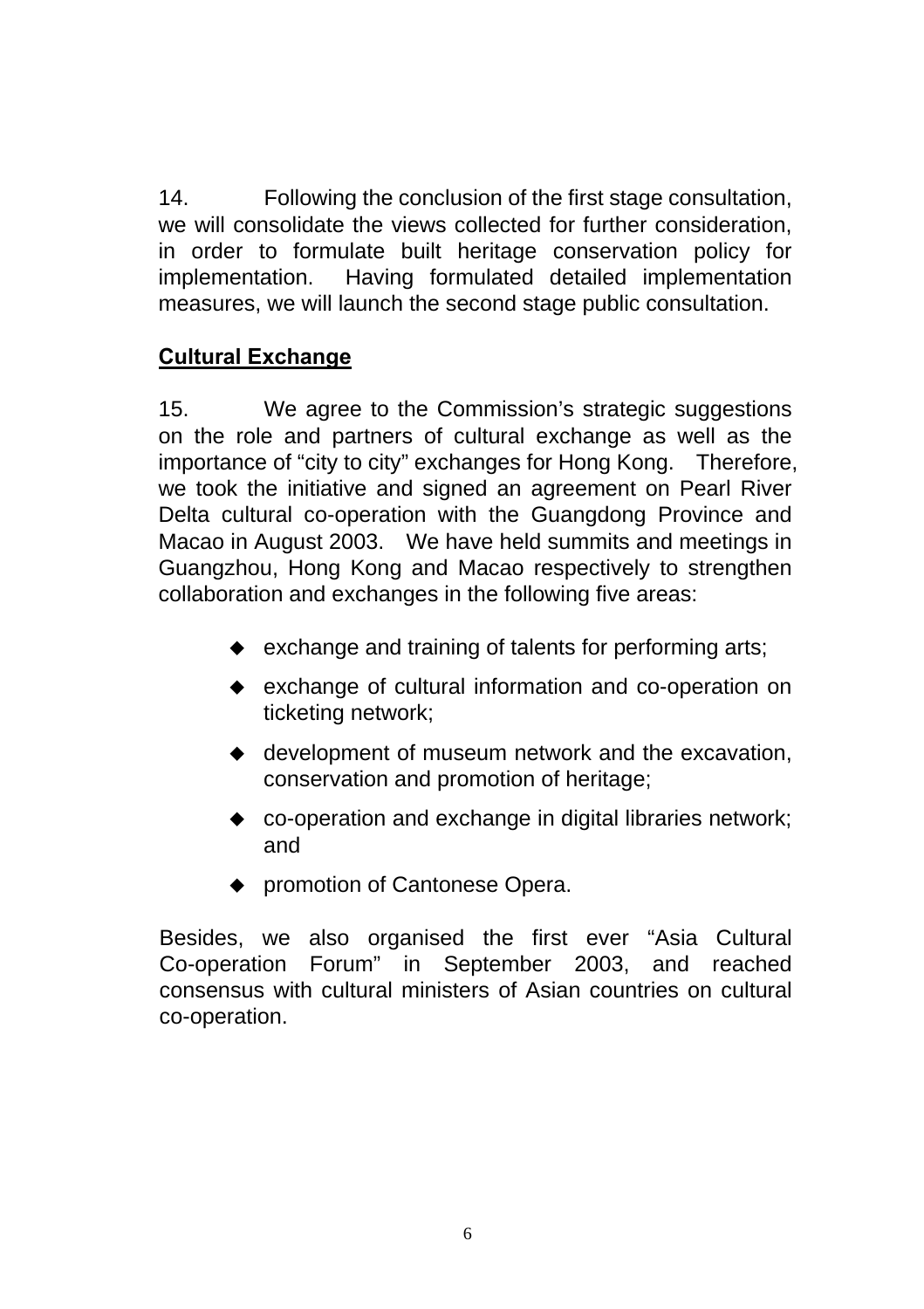14. Following the conclusion of the first stage consultation, we will consolidate the views collected for further consideration, in order to formulate built heritage conservation policy for implementation. Having formulated detailed implementation measures, we will launch the second stage public consultation.

**Cultural Exchange**

15. We agree to the Commission's strategic suggestions on the role and partners of cultural exchange as well as the importance of "city to city" exchanges for Hong Kong. Therefore, we took the initiative and signed an agreement on Pearl River Delta cultural co-operation with the Guangdong Province and Macao in August 2003. We have held summits and meetings in Guangzhou, Hong Kong and Macao respectively to strengthen collaboration and exchanges in the following five areas:

- exchange and training of talents for performing arts;
- exchange of cultural information and co-operation on ticketing network;
- development of museum network and the excavation, conservation and promotion of heritage;
- co-operation and exchange in digital libraries network; and
- promotion of Cantonese Opera.

Besides, we also organised the first ever "Asia Cultural Co-operation Forum" in September 2003, and reached consensus with cultural ministers of Asian countries on cultural co-operation.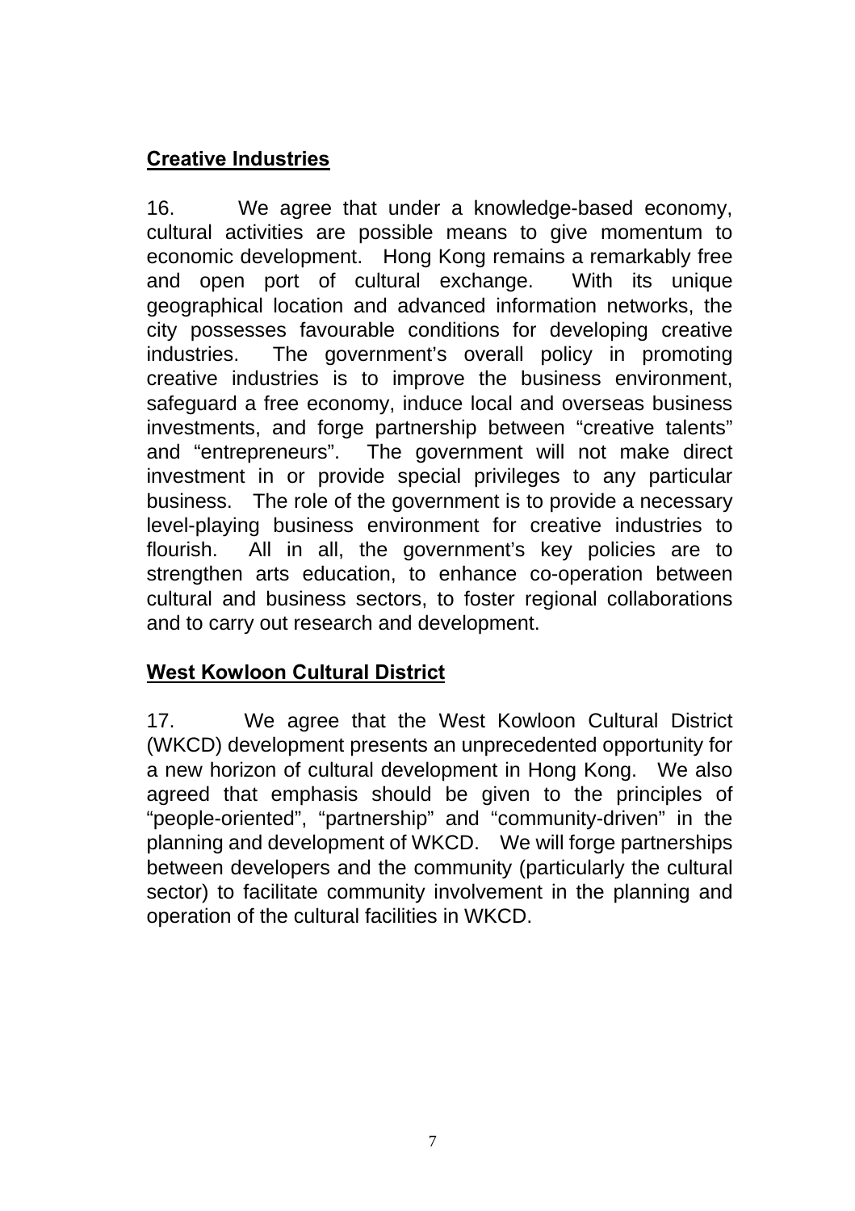**Creative Industries**

16. We agree that under a knowledge-based economy, cultural activities are possible means to give momentum to economic development. Hong Kong remains a remarkably free and open port of cultural exchange. With its unique geographical location and advanced information networks, the city possesses favourable conditions for developing creative industries. The government's overall policy in promoting creative industries is to improve the business environment, safeguard a free economy, induce local and overseas business investments, and forge partnership between "creative talents" and "entrepreneurs". The government will not make direct investment in or provide special privileges to any particular business. The role of the government is to provide a necessary level-playing business environment for creative industries to flourish. All in all, the government's key policies are to strengthen arts education, to enhance co-operation between cultural and business sectors, to foster regional collaborations and to carry out research and development.

**West Kowloon Cultural District**

17. We agree that the West Kowloon Cultural District (WKCD) development presents an unprecedented opportunity for a new horizon of cultural development in Hong Kong. We also agreed that emphasis should be given to the principles of "people-oriented", "partnership" and "community-driven" in the planning and development of WKCD. We will forge partnerships between developers and the community (particularly the cultural sector) to facilitate community involvement in the planning and operation of the cultural facilities in WKCD.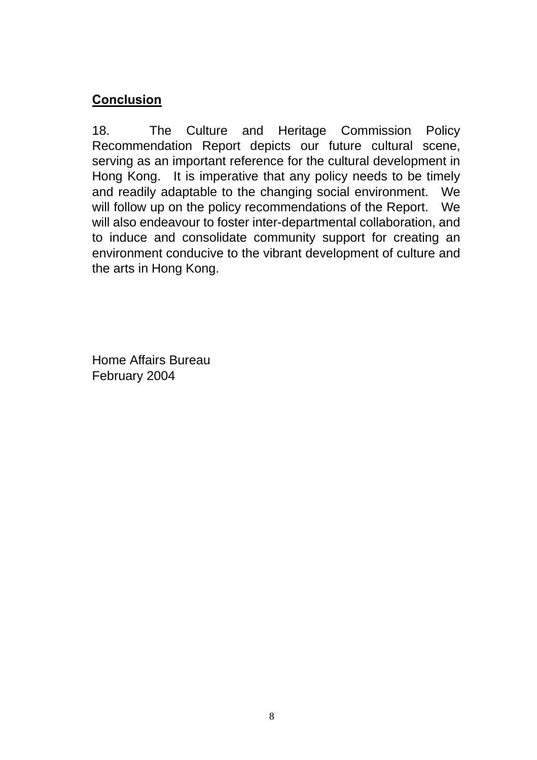## Conclusion

18. The Culture and Heritage Commission Policy Recommendation Report depicts our future cultural scene, serving as an important reference for the cultural development in Hong Kong. It is imperative that any policy needs to be timely and readily adaptable to the changing social environment. We will follow up on the policy recommendations of the Report. We will also endeavour to foster inter-departmental collaboration, and to induce and consolidate community support for creating an environment conducive to the vibrant development of culture and the arts in Hong Kong.

Home Affairs Bureau
February 2004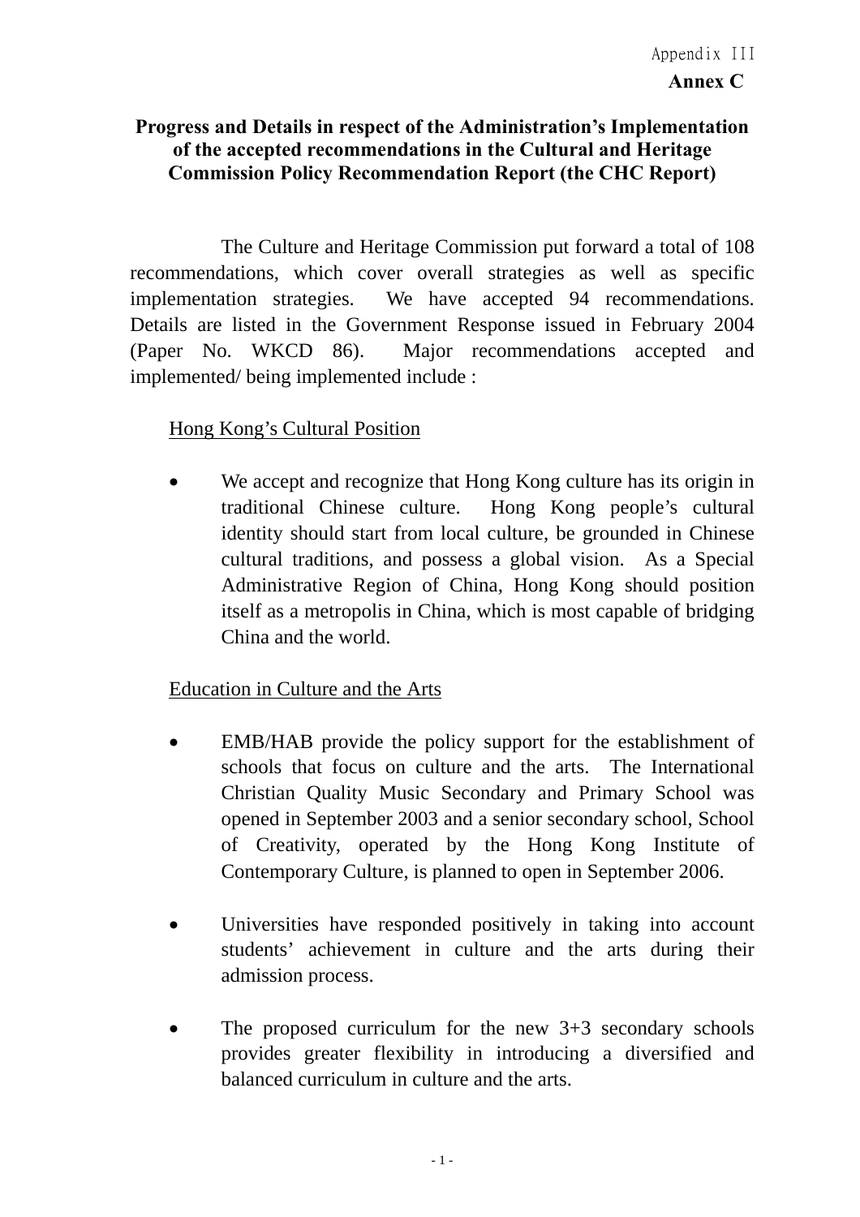Appendix III

**Annex C**

**Progress and Details in respect of the Administration's Implementation of the accepted recommendations in the Cultural and Heritage Commission Policy Recommendation Report (the CHC Report)**

The Culture and Heritage Commission put forward a total of 108 recommendations, which cover overall strategies as well as specific implementation strategies. We have accepted 94 recommendations. Details are listed in the Government Response issued in February 2004 (Paper No. WKCD 86). Major recommendations accepted and implemented/ being implemented include :

<u>Hong Kong's Cultural Position</u>

- We accept and recognize that Hong Kong culture has its origin in traditional Chinese culture. Hong Kong people's cultural identity should start from local culture, be grounded in Chinese cultural traditions, and possess a global vision. As a Special Administrative Region of China, Hong Kong should position itself as a metropolis in China, which is most capable of bridging China and the world.

<u>Education in Culture and the Arts</u>

- EMB/HAB provide the policy support for the establishment of schools that focus on culture and the arts. The International Christian Quality Music Secondary and Primary School was opened in September 2003 and a senior secondary school, School of Creativity, operated by the Hong Kong Institute of Contemporary Culture, is planned to open in September 2006.

- Universities have responded positively in taking into account students' achievement in culture and the arts during their admission process.

- The proposed curriculum for the new 3+3 secondary schools provides greater flexibility in introducing a diversified and balanced curriculum in culture and the arts.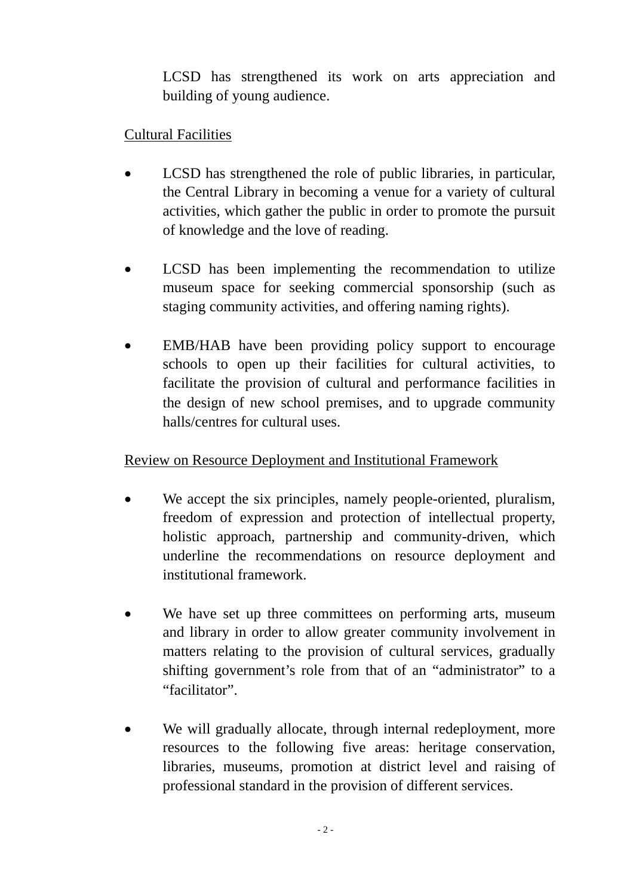LCSD has strengthened its work on arts appreciation and building of young audience.

Cultural Facilities

- LCSD has strengthened the role of public libraries, in particular, the Central Library in becoming a venue for a variety of cultural activities, which gather the public in order to promote the pursuit of knowledge and the love of reading.

- LCSD has been implementing the recommendation to utilize museum space for seeking commercial sponsorship (such as staging community activities, and offering naming rights).

- EMB/HAB have been providing policy support to encourage schools to open up their facilities for cultural activities, to facilitate the provision of cultural and performance facilities in the design of new school premises, and to upgrade community halls/centres for cultural uses.

Review on Resource Deployment and Institutional Framework

- We accept the six principles, namely people-oriented, pluralism, freedom of expression and protection of intellectual property, holistic approach, partnership and community-driven, which underline the recommendations on resource deployment and institutional framework.

- We have set up three committees on performing arts, museum and library in order to allow greater community involvement in matters relating to the provision of cultural services, gradually shifting government's role from that of an "administrator" to a "facilitator".

- We will gradually allocate, through internal redeployment, more resources to the following five areas: heritage conservation, libraries, museums, promotion at district level and raising of professional standard in the provision of different services.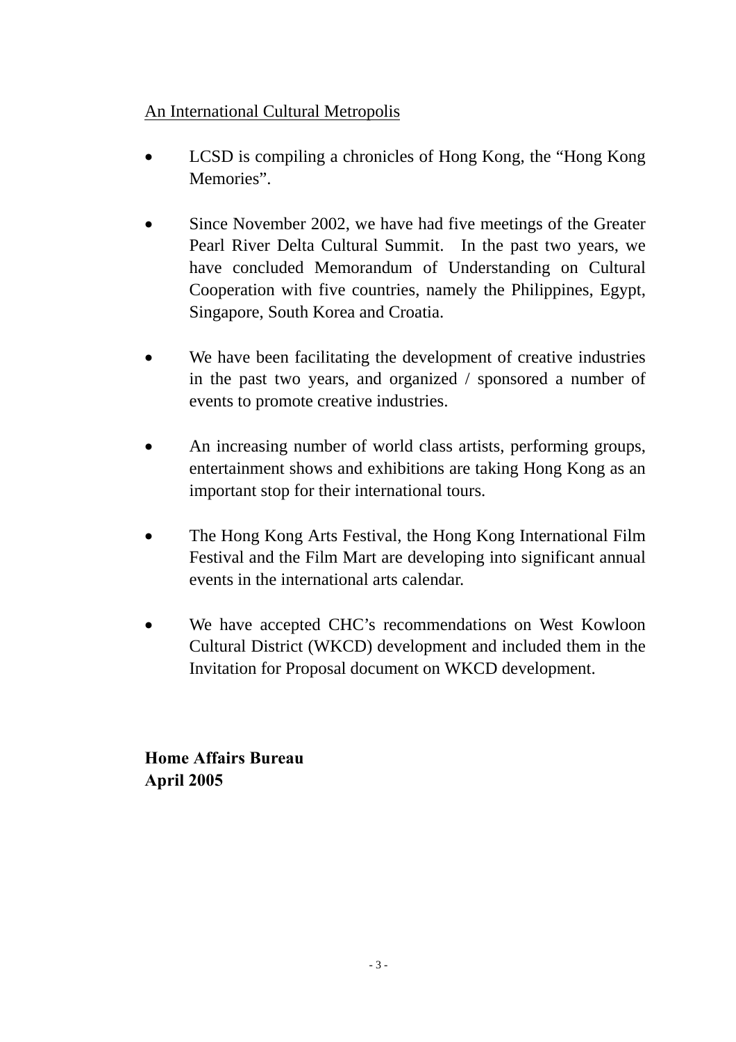<u>An International Cultural Metropolis</u>

- LCSD is compiling a chronicles of Hong Kong, the "Hong Kong Memories".

- Since November 2002, we have had five meetings of the Greater Pearl River Delta Cultural Summit. In the past two years, we have concluded Memorandum of Understanding on Cultural Cooperation with five countries, namely the Philippines, Egypt, Singapore, South Korea and Croatia.

- We have been facilitating the development of creative industries in the past two years, and organized / sponsored a number of events to promote creative industries.

- An increasing number of world class artists, performing groups, entertainment shows and exhibitions are taking Hong Kong as an important stop for their international tours.

- The Hong Kong Arts Festival, the Hong Kong International Film Festival and the Film Mart are developing into significant annual events in the international arts calendar.

- We have accepted CHC's recommendations on West Kowloon Cultural District (WKCD) development and included them in the Invitation for Proposal document on WKCD development.

**Home Affairs Bureau**
**April 2005**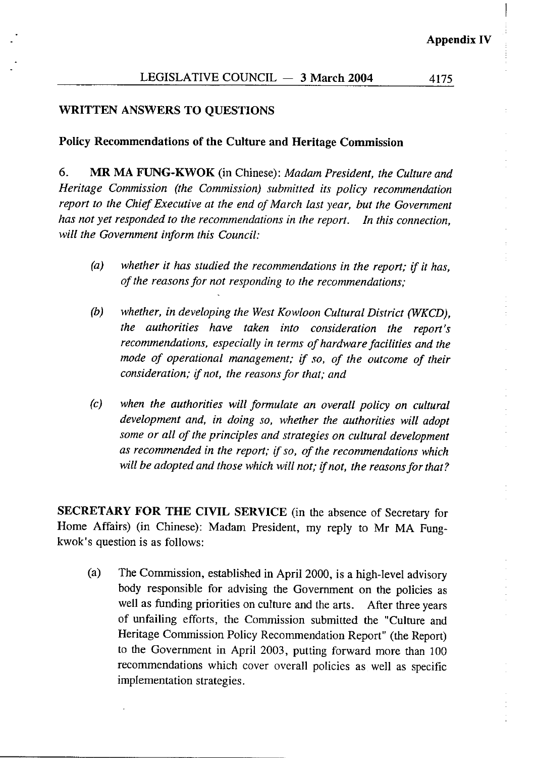**Appendix IV**

## WRITTEN ANSWERS TO QUESTIONS

### Policy Recommendations of the Culture and Heritage Commission

6. **MR MA FUNG-KWOK** (in Chinese): *Madam President, the Culture and Heritage Commission (the Commission) submitted its policy recommendation report to the Chief Executive at the end of March last year, but the Government has not yet responded to the recommendations in the report. In this connection, will the Government inform this Council:*

   *(a) whether it has studied the recommendations in the report; if it has, of the reasons for not responding to the recommendations;*

   *(b) whether, in developing the West Kowloon Cultural District (WKCD), the authorities have taken into consideration the report's recommendations, especially in terms of hardware facilities and the mode of operational management; if so, of the outcome of their consideration; if not, the reasons for that; and*

   *(c) when the authorities will formulate an overall policy on cultural development and, in doing so, whether the authorities will adopt some or all of the principles and strategies on cultural development as recommended in the report; if so, of the recommendations which will be adopted and those which will not; if not, the reasons for that?*

**SECRETARY FOR THE CIVIL SERVICE** (in the absence of Secretary for Home Affairs) (in Chinese): Madam President, my reply to Mr MA Fung-kwok's question is as follows:

(a) The Commission, established in April 2000, is a high-level advisory body responsible for advising the Government on the policies as well as funding priorities on culture and the arts. After three years of unfailing efforts, the Commission submitted the "Culture and Heritage Commission Policy Recommendation Report" (the Report) to the Government in April 2003, putting forward more than 100 recommendations which cover overall policies as well as specific implementation strategies.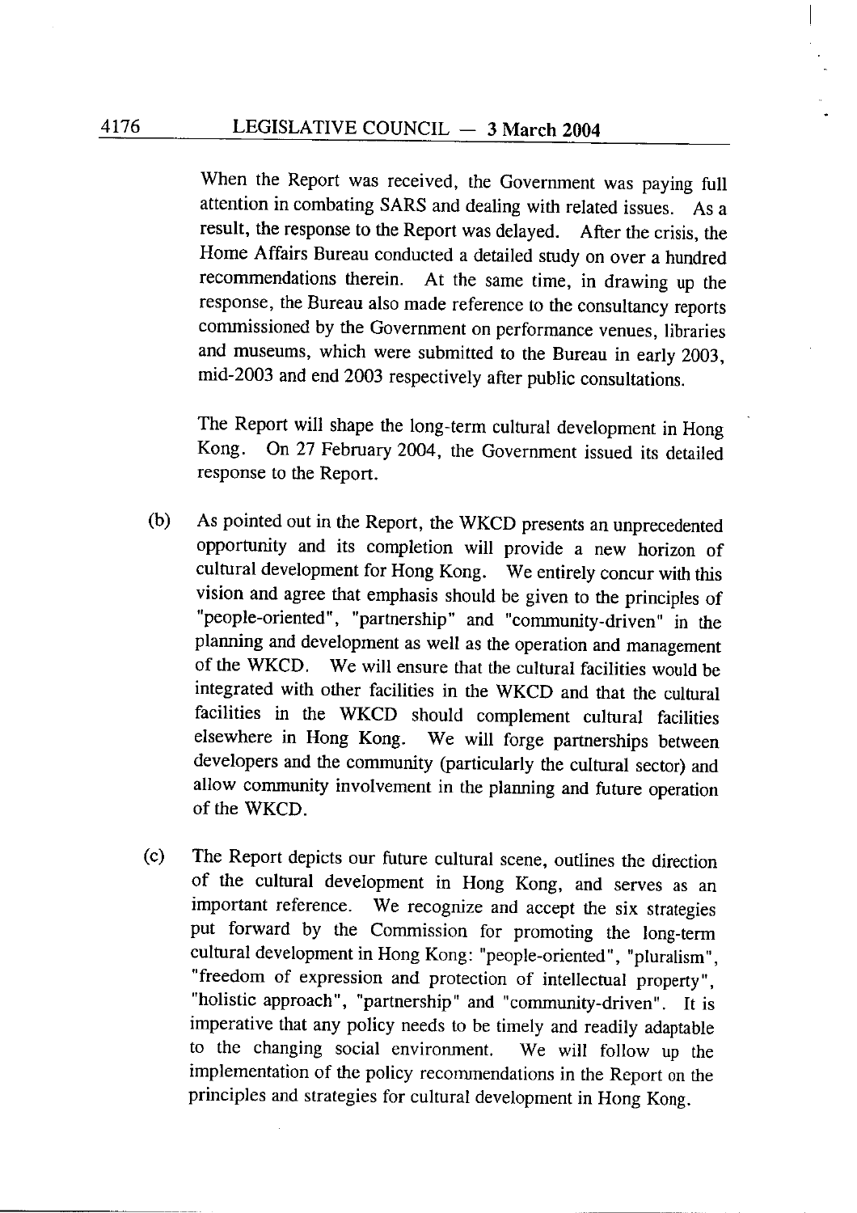When the Report was received, the Government was paying full attention in combating SARS and dealing with related issues. As a result, the response to the Report was delayed. After the crisis, the Home Affairs Bureau conducted a detailed study on over a hundred recommendations therein. At the same time, in drawing up the response, the Bureau also made reference to the consultancy reports commissioned by the Government on performance venues, libraries and museums, which were submitted to the Bureau in early 2003, mid-2003 and end 2003 respectively after public consultations.

The Report will shape the long-term cultural development in Hong Kong. On 27 February 2004, the Government issued its detailed response to the Report.

(b) As pointed out in the Report, the WKCD presents an unprecedented opportunity and its completion will provide a new horizon of cultural development for Hong Kong. We entirely concur with this vision and agree that emphasis should be given to the principles of "people-oriented", "partnership" and "community-driven" in the planning and development as well as the operation and management of the WKCD. We will ensure that the cultural facilities would be integrated with other facilities in the WKCD and that the cultural facilities in the WKCD should complement cultural facilities elsewhere in Hong Kong. We will forge partnerships between developers and the community (particularly the cultural sector) and allow community involvement in the planning and future operation of the WKCD.

(c) The Report depicts our future cultural scene, outlines the direction of the cultural development in Hong Kong, and serves as an important reference. We recognize and accept the six strategies put forward by the Commission for promoting the long-term cultural development in Hong Kong: "people-oriented", "pluralism", "freedom of expression and protection of intellectual property", "holistic approach", "partnership" and "community-driven". It is imperative that any policy needs to be timely and readily adaptable to the changing social environment. We will follow up the implementation of the policy recommendations in the Report on the principles and strategies for cultural development in Hong Kong.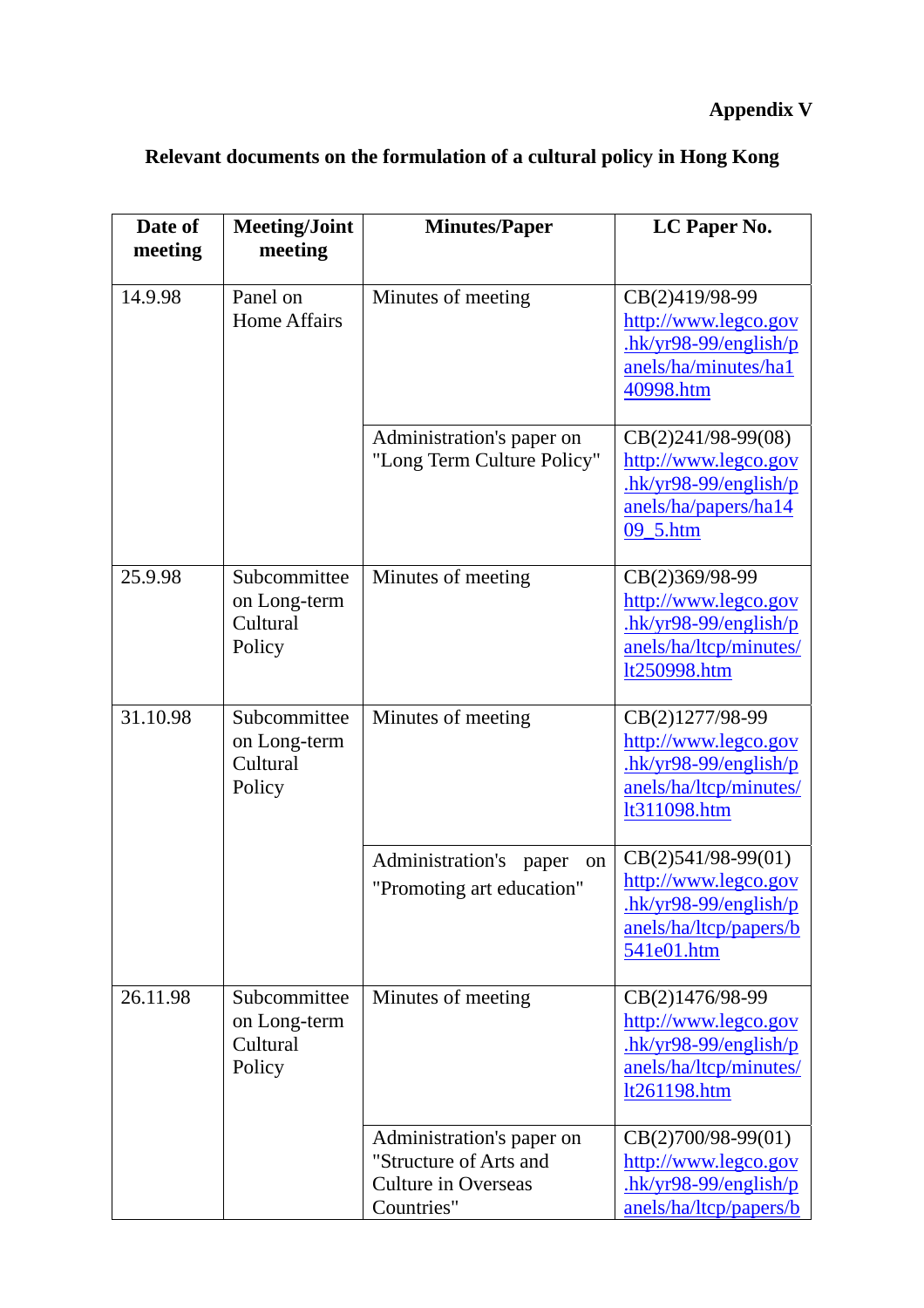**Appendix V**

**Relevant documents on the formulation of a cultural policy in Hong Kong**

| Date of meeting | Meeting/Joint meeting | Minutes/Paper | LC Paper No. |
|---|---|---|---|
| 14.9.98 | Panel on Home Affairs | Minutes of meeting | CB(2)419/98-99 http://www.legco.gov.hk/yr98-99/english/panels/ha/minutes/ha140998.htm |
| | | Administration's paper on "Long Term Culture Policy" | CB(2)241/98-99(08) http://www.legco.gov.hk/yr98-99/english/panels/ha/papers/ha1409_5.htm |
| 25.9.98 | Subcommittee on Long-term Cultural Policy | Minutes of meeting | CB(2)369/98-99 http://www.legco.gov.hk/yr98-99/english/panels/ha/ltcp/minutes/lt250998.htm |
| 31.10.98 | Subcommittee on Long-term Cultural Policy | Minutes of meeting | CB(2)1277/98-99 http://www.legco.gov.hk/yr98-99/english/panels/ha/ltcp/minutes/lt311098.htm |
| | | Administration's paper on "Promoting art education" | CB(2)541/98-99(01) http://www.legco.gov.hk/yr98-99/english/panels/ha/ltcp/papers/b541e01.htm |
| 26.11.98 | Subcommittee on Long-term Cultural Policy | Minutes of meeting | CB(2)1476/98-99 http://www.legco.gov.hk/yr98-99/english/panels/ha/ltcp/minutes/lt261198.htm |
| | | Administration's paper on "Structure of Arts and Culture in Overseas Countries" | CB(2)700/98-99(01) http://www.legco.gov.hk/yr98-99/english/panels/ha/ltcp/papers/b |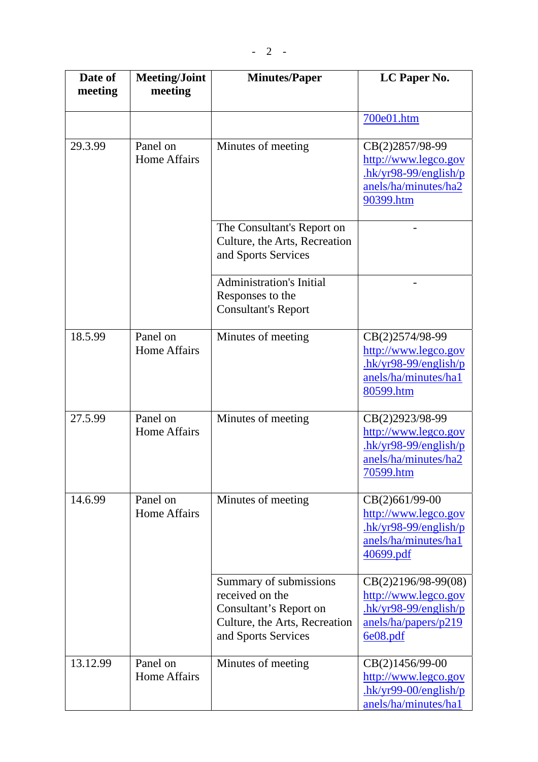| Date of meeting | Meeting/Joint meeting | Minutes/Paper | LC Paper No. |
|---|---|---|---|
| | | | 700e01.htm |
| 29.3.99 | Panel on Home Affairs | Minutes of meeting | CB(2)2857/98-99 http://www.legco.gov.hk/yr98-99/english/panels/ha/minutes/ha290399.htm |
| | | The Consultant's Report on Culture, the Arts, Recreation and Sports Services | - |
| | | Administration's Initial Responses to the Consultant's Report | - |
| 18.5.99 | Panel on Home Affairs | Minutes of meeting | CB(2)2574/98-99 http://www.legco.gov.hk/yr98-99/english/panels/ha/minutes/ha180599.htm |
| 27.5.99 | Panel on Home Affairs | Minutes of meeting | CB(2)2923/98-99 http://www.legco.gov.hk/yr98-99/english/panels/ha/minutes/ha270599.htm |
| 14.6.99 | Panel on Home Affairs | Minutes of meeting | CB(2)661/99-00 http://www.legco.gov.hk/yr98-99/english/panels/ha/minutes/ha140699.pdf |
| | | Summary of submissions received on the Consultant's Report on Culture, the Arts, Recreation and Sports Services | CB(2)2196/98-99(08) http://www.legco.gov.hk/yr98-99/english/panels/ha/papers/p2196e08.pdf |
| 13.12.99 | Panel on Home Affairs | Minutes of meeting | CB(2)1456/99-00 http://www.legco.gov.hk/yr99-00/english/panels/ha/minutes/ha1 |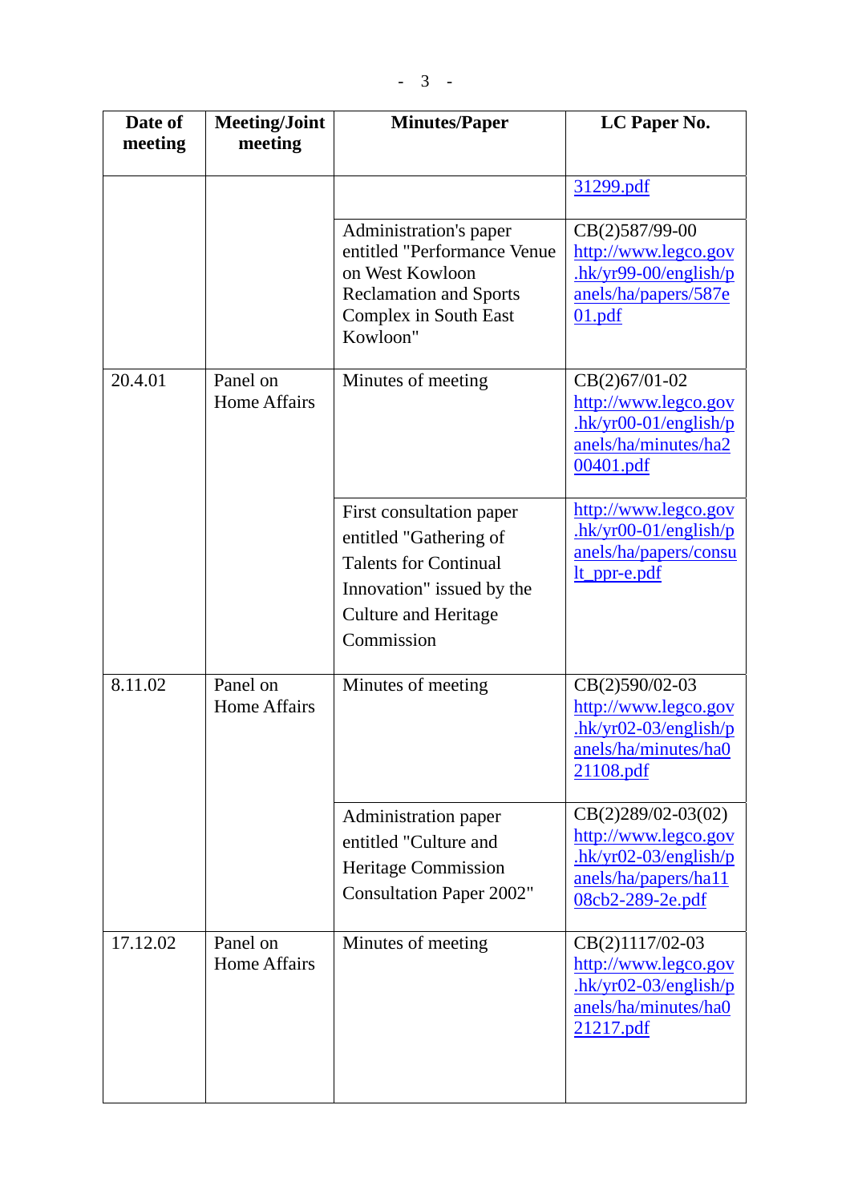| Date of meeting | Meeting/Joint meeting | Minutes/Paper | LC Paper No. |
|---|---|---|---|
| | | | 31299.pdf |
| | | Administration's paper entitled "Performance Venue on West Kowloon Reclamation and Sports Complex in South East Kowloon" | CB(2)587/99-00 http://www.legco.gov.hk/yr99-00/english/panels/ha/papers/587e01.pdf |
| 20.4.01 | Panel on Home Affairs | Minutes of meeting | CB(2)67/01-02 http://www.legco.gov.hk/yr00-01/english/panels/ha/minutes/ha200401.pdf |
| | | First consultation paper entitled "Gathering of Talents for Continual Innovation" issued by the Culture and Heritage Commission | http://www.legco.gov.hk/yr00-01/english/panels/ha/papers/consult_ppr-e.pdf |
| 8.11.02 | Panel on Home Affairs | Minutes of meeting | CB(2)590/02-03 http://www.legco.gov.hk/yr02-03/english/panels/ha/minutes/ha021108.pdf |
| | | Administration paper entitled "Culture and Heritage Commission Consultation Paper 2002" | CB(2)289/02-03(02) http://www.legco.gov.hk/yr02-03/english/panels/ha/papers/ha1108cb2-289-2e.pdf |
| 17.12.02 | Panel on Home Affairs | Minutes of meeting | CB(2)1117/02-03 http://www.legco.gov.hk/yr02-03/english/panels/ha/minutes/ha021217.pdf |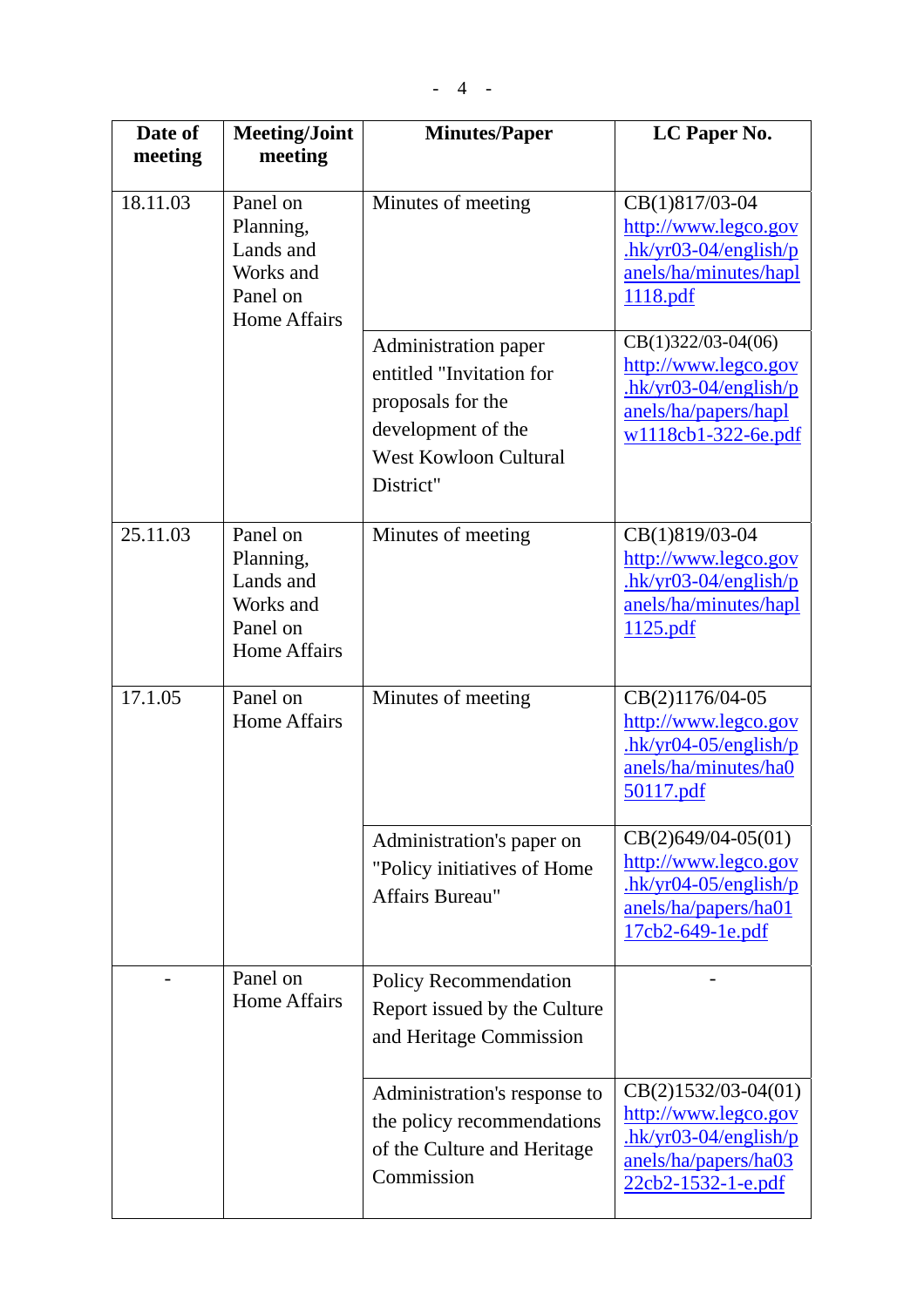| Date of meeting | Meeting/Joint meeting | Minutes/Paper | LC Paper No. |
|---|---|---|---|
| 18.11.03 | Panel on Planning, Lands and Works and Panel on Home Affairs | Minutes of meeting | CB(1)817/03-04 http://www.legco.gov.hk/yr03-04/english/panels/ha/minutes/hapl1118.pdf |
| | | Administration paper entitled "Invitation for proposals for the development of the West Kowloon Cultural District" | CB(1)322/03-04(06) http://www.legco.gov.hk/yr03-04/english/panels/ha/papers/haplw1118cb1-322-6e.pdf |
| 25.11.03 | Panel on Planning, Lands and Works and Panel on Home Affairs | Minutes of meeting | CB(1)819/03-04 http://www.legco.gov.hk/yr03-04/english/panels/ha/minutes/hapl1125.pdf |
| 17.1.05 | Panel on Home Affairs | Minutes of meeting | CB(2)1176/04-05 http://www.legco.gov.hk/yr04-05/english/panels/ha/minutes/ha050117.pdf |
| | | Administration's paper on "Policy initiatives of Home Affairs Bureau" | CB(2)649/04-05(01) http://www.legco.gov.hk/yr04-05/english/panels/ha/papers/ha0117cb2-649-1e.pdf |
| - | Panel on Home Affairs | Policy Recommendation Report issued by the Culture and Heritage Commission | - |
| | | Administration's response to the policy recommendations of the Culture and Heritage Commission | CB(2)1532/03-04(01) http://www.legco.gov.hk/yr03-04/english/panels/ha/papers/ha0322cb2-1532-1-e.pdf |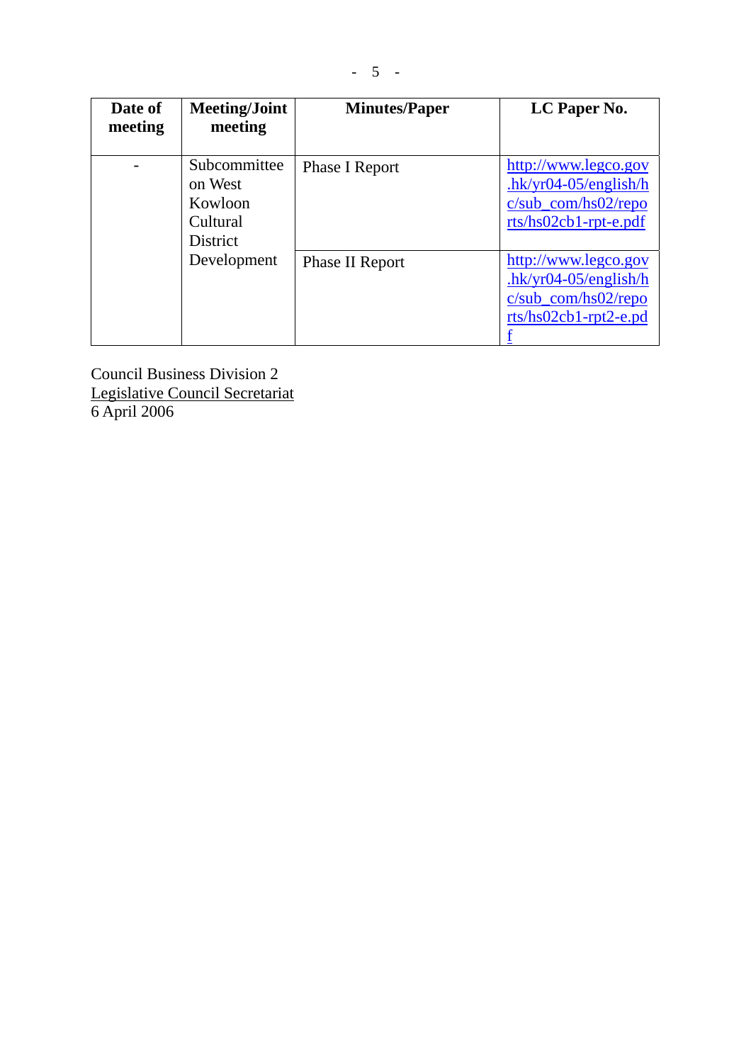| Date of meeting | Meeting/Joint meeting | Minutes/Paper | LC Paper No. |
|---|---|---|---|
| - | Subcommittee on West Kowloon Cultural District Development | Phase I Report | http://www.legco.gov.hk/yr04-05/english/hc/sub_com/hs02/reports/hs02cb1-rpt-e.pdf |
| | | Phase II Report | http://www.legco.gov.hk/yr04-05/english/hc/sub_com/hs02/reports/hs02cb1-rpt2-e.pdf |

Council Business Division 2
Legislative Council Secretariat
6 April 2006